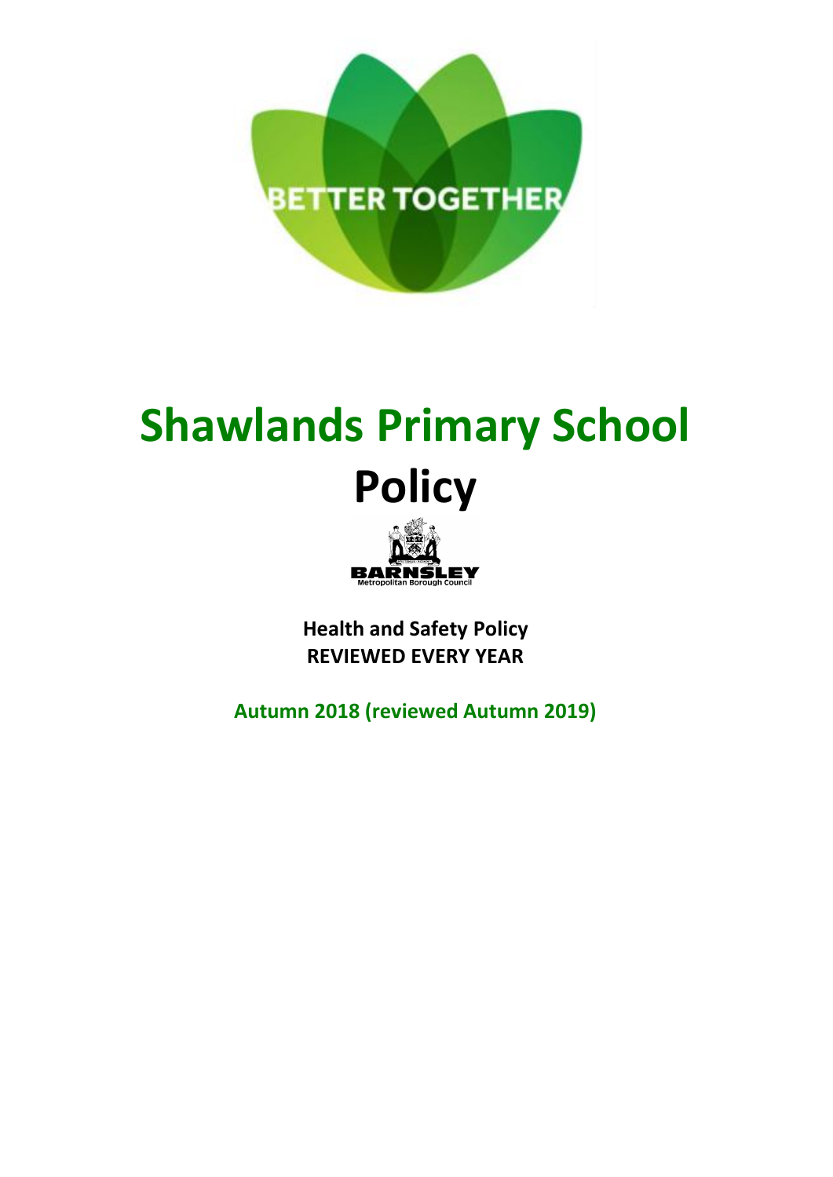BETTER TOGETHER

# Shawlands Primary School

# Policy

BARNSLEY
Metropolitan Borough Council

**Health and Safety Policy**
**REVIEWED EVERY YEAR**

**Autumn 2018 (reviewed Autumn 2019)**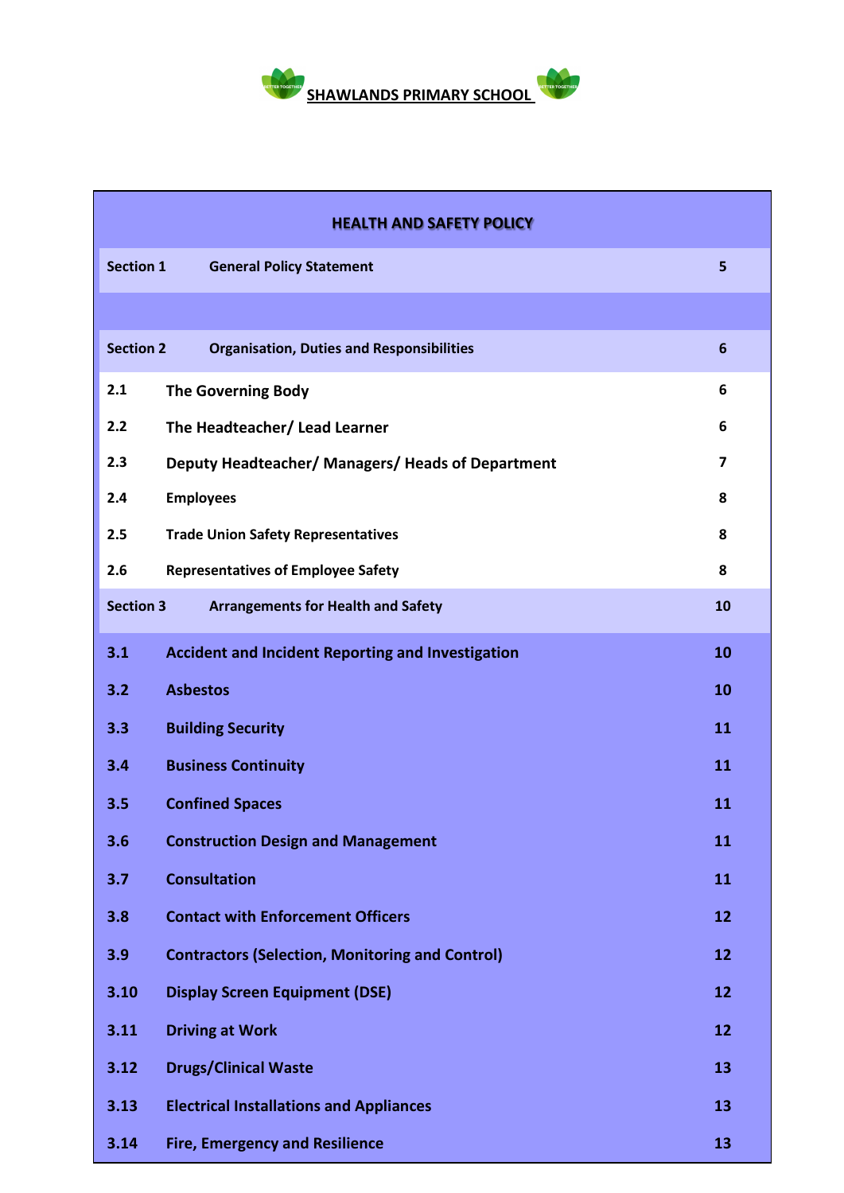**SHAWLANDS PRIMARY SCHOOL**

| HEALTH AND SAFETY POLICY | | |
|---|---|---|
| **Section 1** | **General Policy Statement** | **5** |
| | | |
| **Section 2** | **Organisation, Duties and Responsibilities** | **6** |
| **2.1** | **The Governing Body** | **6** |
| **2.2** | **The Headteacher/ Lead Learner** | **6** |
| **2.3** | **Deputy Headteacher/ Managers/ Heads of Department** | **7** |
| **2.4** | **Employees** | **8** |
| **2.5** | **Trade Union Safety Representatives** | **8** |
| **2.6** | **Representatives of Employee Safety** | **8** |
| **Section 3** | **Arrangements for Health and Safety** | **10** |
| **3.1** | **Accident and Incident Reporting and Investigation** | **10** |
| **3.2** | **Asbestos** | **10** |
| **3.3** | **Building Security** | **11** |
| **3.4** | **Business Continuity** | **11** |
| **3.5** | **Confined Spaces** | **11** |
| **3.6** | **Construction Design and Management** | **11** |
| **3.7** | **Consultation** | **11** |
| **3.8** | **Contact with Enforcement Officers** | **12** |
| **3.9** | **Contractors (Selection, Monitoring and Control)** | **12** |
| **3.10** | **Display Screen Equipment (DSE)** | **12** |
| **3.11** | **Driving at Work** | **12** |
| **3.12** | **Drugs/Clinical Waste** | **13** |
| **3.13** | **Electrical Installations and Appliances** | **13** |
| **3.14** | **Fire, Emergency and Resilience** | **13** |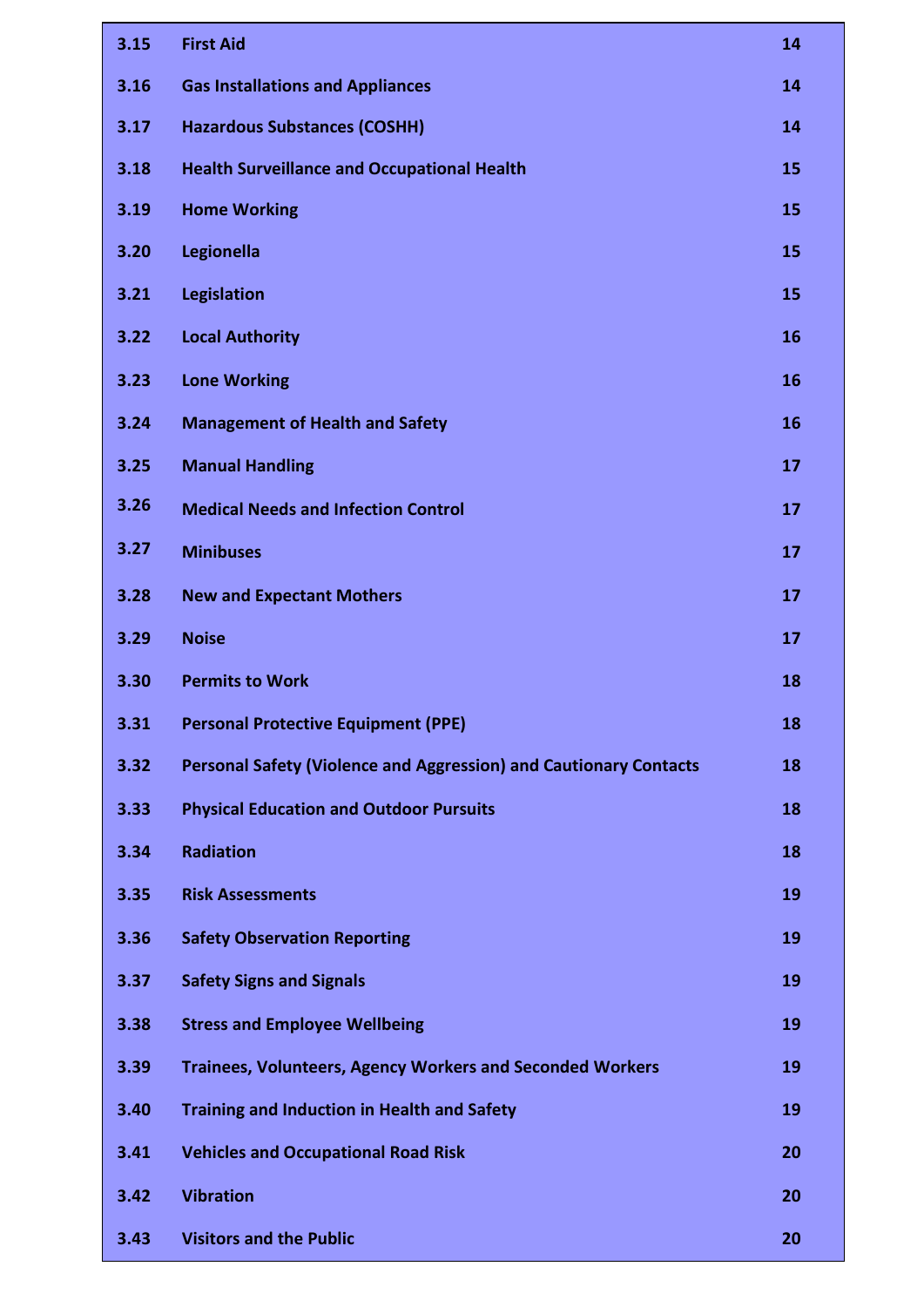| | | |
|---|---|---|
| **3.15** | **First Aid** | **14** |
| **3.16** | **Gas Installations and Appliances** | **14** |
| **3.17** | **Hazardous Substances (COSHH)** | **14** |
| **3.18** | **Health Surveillance and Occupational Health** | **15** |
| **3.19** | **Home Working** | **15** |
| **3.20** | **Legionella** | **15** |
| **3.21** | **Legislation** | **15** |
| **3.22** | **Local Authority** | **16** |
| **3.23** | **Lone Working** | **16** |
| **3.24** | **Management of Health and Safety** | **16** |
| **3.25** | **Manual Handling** | **17** |
| **3.26** | **Medical Needs and Infection Control** | **17** |
| **3.27** | **Minibuses** | **17** |
| **3.28** | **New and Expectant Mothers** | **17** |
| **3.29** | **Noise** | **17** |
| **3.30** | **Permits to Work** | **18** |
| **3.31** | **Personal Protective Equipment (PPE)** | **18** |
| **3.32** | **Personal Safety (Violence and Aggression) and Cautionary Contacts** | **18** |
| **3.33** | **Physical Education and Outdoor Pursuits** | **18** |
| **3.34** | **Radiation** | **18** |
| **3.35** | **Risk Assessments** | **19** |
| **3.36** | **Safety Observation Reporting** | **19** |
| **3.37** | **Safety Signs and Signals** | **19** |
| **3.38** | **Stress and Employee Wellbeing** | **19** |
| **3.39** | **Trainees, Volunteers, Agency Workers and Seconded Workers** | **19** |
| **3.40** | **Training and Induction in Health and Safety** | **19** |
| **3.41** | **Vehicles and Occupational Road Risk** | **20** |
| **3.42** | **Vibration** | **20** |
| **3.43** | **Visitors and the Public** | **20** |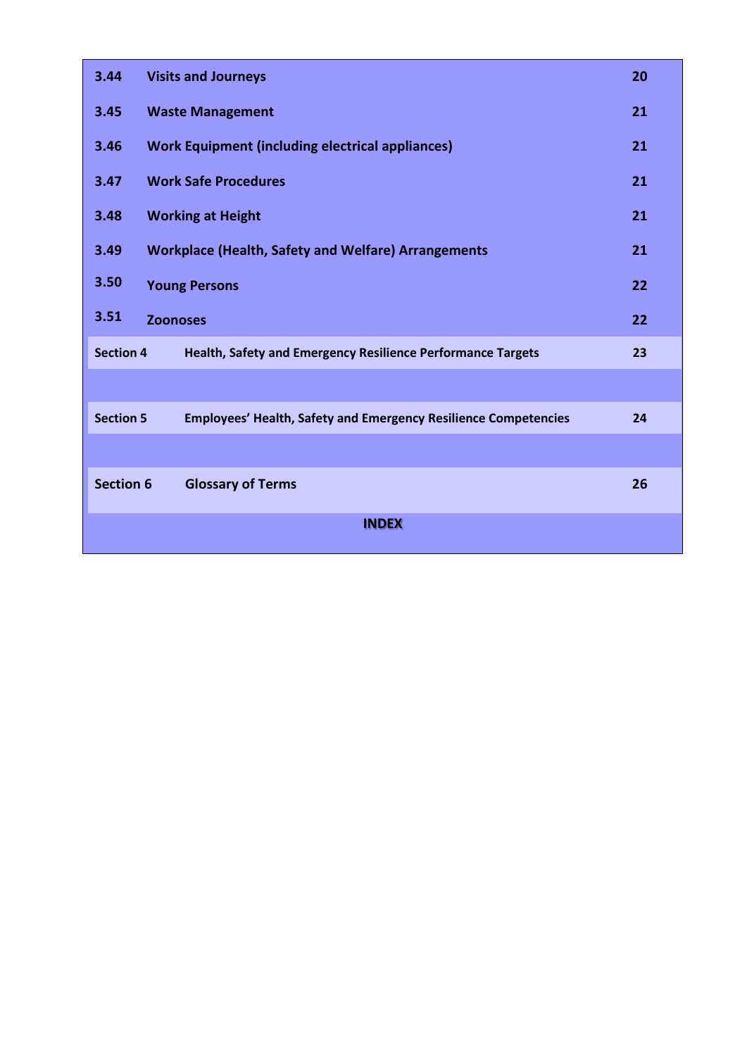| | | |
|---|---|---|
| **3.44** | **Visits and Journeys** | **20** |
| **3.45** | **Waste Management** | **21** |
| **3.46** | **Work Equipment (including electrical appliances)** | **21** |
| **3.47** | **Work Safe Procedures** | **21** |
| **3.48** | **Working at Height** | **21** |
| **3.49** | **Workplace (Health, Safety and Welfare) Arrangements** | **21** |
| **3.50** | **Young Persons** | **22** |
| **3.51** | **Zoonoses** | **22** |
| **Section 4** | **Health, Safety and Emergency Resilience Performance Targets** | **23** |
| | | |
| **Section 5** | **Employees' Health, Safety and Emergency Resilience Competencies** | **24** |
| | | |
| **Section 6** | **Glossary of Terms** | **26** |

**INDEX**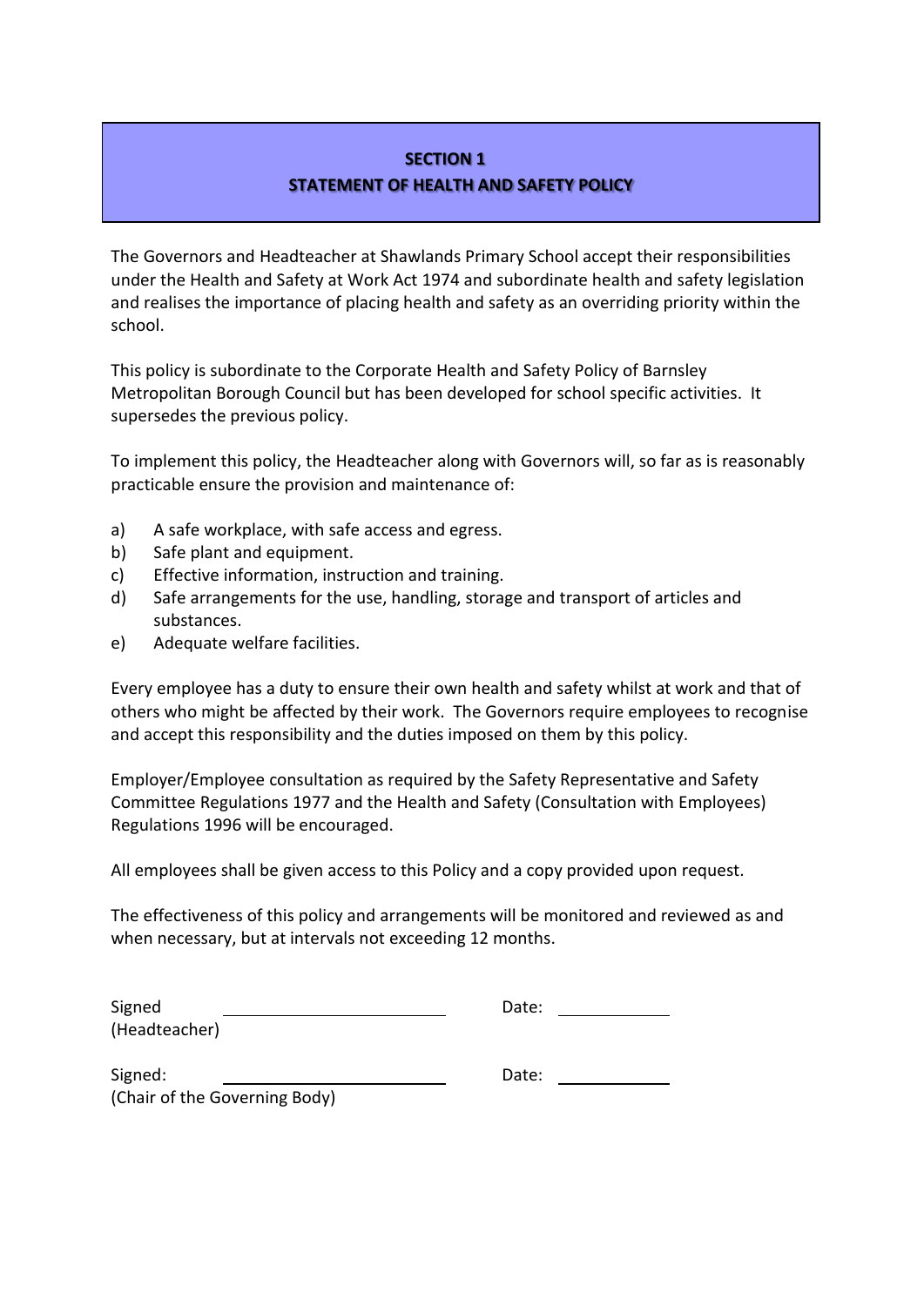## SECTION 1
## STATEMENT OF HEALTH AND SAFETY POLICY

The Governors and Headteacher at Shawlands Primary School accept their responsibilities under the Health and Safety at Work Act 1974 and subordinate health and safety legislation and realises the importance of placing health and safety as an overriding priority within the school.

This policy is subordinate to the Corporate Health and Safety Policy of Barnsley Metropolitan Borough Council but has been developed for school specific activities. It supersedes the previous policy.

To implement this policy, the Headteacher along with Governors will, so far as is reasonably practicable ensure the provision and maintenance of:

a) A safe workplace, with safe access and egress.
b) Safe plant and equipment.
c) Effective information, instruction and training.
d) Safe arrangements for the use, handling, storage and transport of articles and substances.
e) Adequate welfare facilities.

Every employee has a duty to ensure their own health and safety whilst at work and that of others who might be affected by their work. The Governors require employees to recognise and accept this responsibility and the duties imposed on them by this policy.

Employer/Employee consultation as required by the Safety Representative and Safety Committee Regulations 1977 and the Health and Safety (Consultation with Employees) Regulations 1996 will be encouraged.

All employees shall be given access to this Policy and a copy provided upon request.

The effectiveness of this policy and arrangements will be monitored and reviewed as and when necessary, but at intervals not exceeding 12 months.

Signed ______________________ Date: ____________
(Headteacher)

Signed: ______________________ Date: ____________
(Chair of the Governing Body)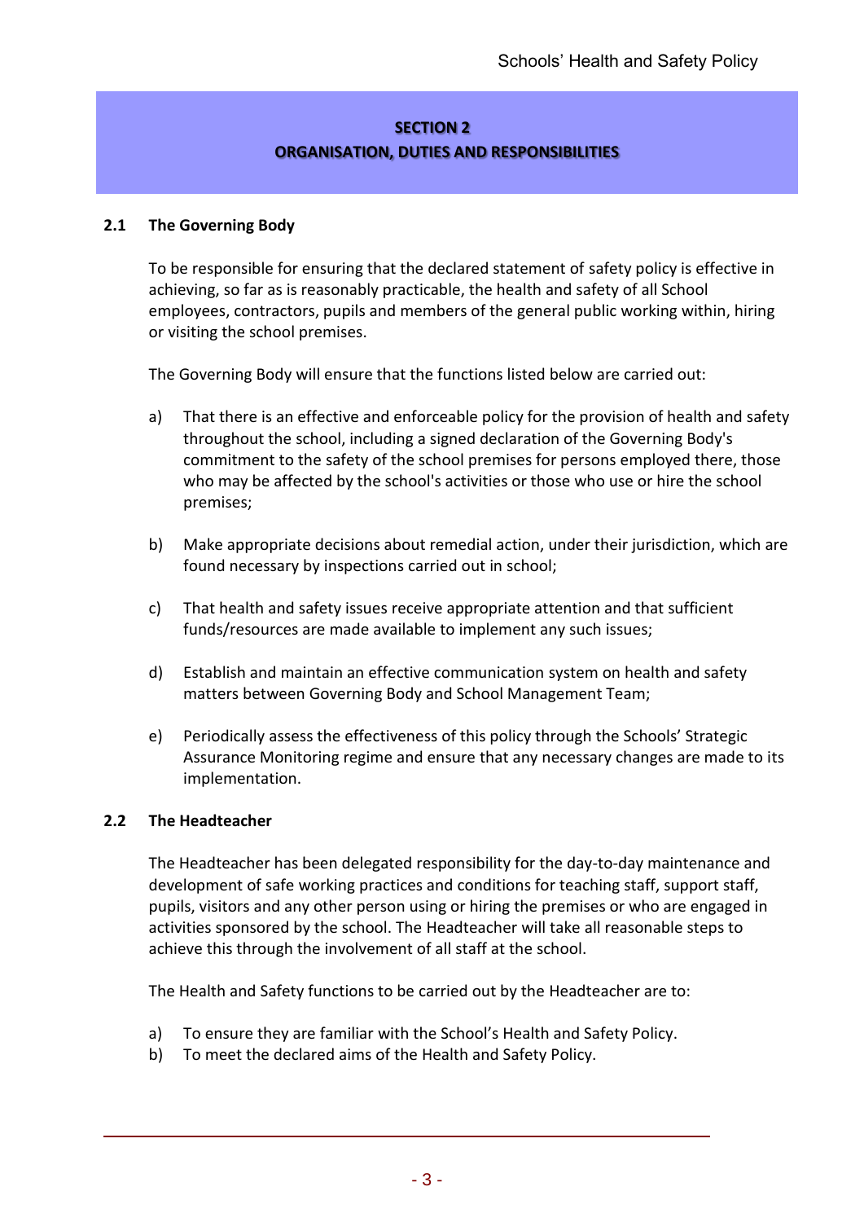## SECTION 2
## ORGANISATION, DUTIES AND RESPONSIBILITIES

### 2.1 The Governing Body

To be responsible for ensuring that the declared statement of safety policy is effective in achieving, so far as is reasonably practicable, the health and safety of all School employees, contractors, pupils and members of the general public working within, hiring or visiting the school premises.

The Governing Body will ensure that the functions listed below are carried out:

a) That there is an effective and enforceable policy for the provision of health and safety throughout the school, including a signed declaration of the Governing Body's commitment to the safety of the school premises for persons employed there, those who may be affected by the school's activities or those who use or hire the school premises;

b) Make appropriate decisions about remedial action, under their jurisdiction, which are found necessary by inspections carried out in school;

c) That health and safety issues receive appropriate attention and that sufficient funds/resources are made available to implement any such issues;

d) Establish and maintain an effective communication system on health and safety matters between Governing Body and School Management Team;

e) Periodically assess the effectiveness of this policy through the Schools' Strategic Assurance Monitoring regime and ensure that any necessary changes are made to its implementation.

### 2.2 The Headteacher

The Headteacher has been delegated responsibility for the day-to-day maintenance and development of safe working practices and conditions for teaching staff, support staff, pupils, visitors and any other person using or hiring the premises or who are engaged in activities sponsored by the school. The Headteacher will take all reasonable steps to achieve this through the involvement of all staff at the school.

The Health and Safety functions to be carried out by the Headteacher are to:

a) To ensure they are familiar with the School's Health and Safety Policy.
b) To meet the declared aims of the Health and Safety Policy.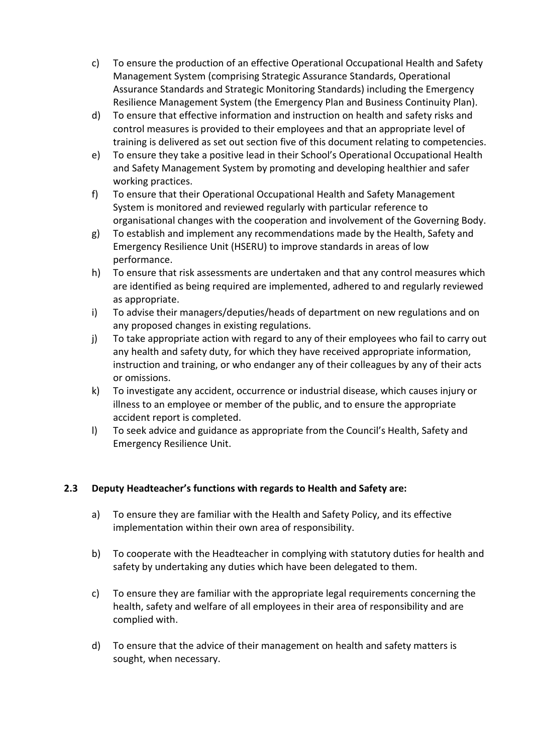c) To ensure the production of an effective Operational Occupational Health and Safety Management System (comprising Strategic Assurance Standards, Operational Assurance Standards and Strategic Monitoring Standards) including the Emergency Resilience Management System (the Emergency Plan and Business Continuity Plan).

d) To ensure that effective information and instruction on health and safety risks and control measures is provided to their employees and that an appropriate level of training is delivered as set out section five of this document relating to competencies.

e) To ensure they take a positive lead in their School's Operational Occupational Health and Safety Management System by promoting and developing healthier and safer working practices.

f) To ensure that their Operational Occupational Health and Safety Management System is monitored and reviewed regularly with particular reference to organisational changes with the cooperation and involvement of the Governing Body.

g) To establish and implement any recommendations made by the Health, Safety and Emergency Resilience Unit (HSERU) to improve standards in areas of low performance.

h) To ensure that risk assessments are undertaken and that any control measures which are identified as being required are implemented, adhered to and regularly reviewed as appropriate.

i) To advise their managers/deputies/heads of department on new regulations and on any proposed changes in existing regulations.

j) To take appropriate action with regard to any of their employees who fail to carry out any health and safety duty, for which they have received appropriate information, instruction and training, or who endanger any of their colleagues by any of their acts or omissions.

k) To investigate any accident, occurrence or industrial disease, which causes injury or illness to an employee or member of the public, and to ensure the appropriate accident report is completed.

l) To seek advice and guidance as appropriate from the Council's Health, Safety and Emergency Resilience Unit.

## 2.3 Deputy Headteacher's functions with regards to Health and Safety are:

a) To ensure they are familiar with the Health and Safety Policy, and its effective implementation within their own area of responsibility.

b) To cooperate with the Headteacher in complying with statutory duties for health and safety by undertaking any duties which have been delegated to them.

c) To ensure they are familiar with the appropriate legal requirements concerning the health, safety and welfare of all employees in their area of responsibility and are complied with.

d) To ensure that the advice of their management on health and safety matters is sought, when necessary.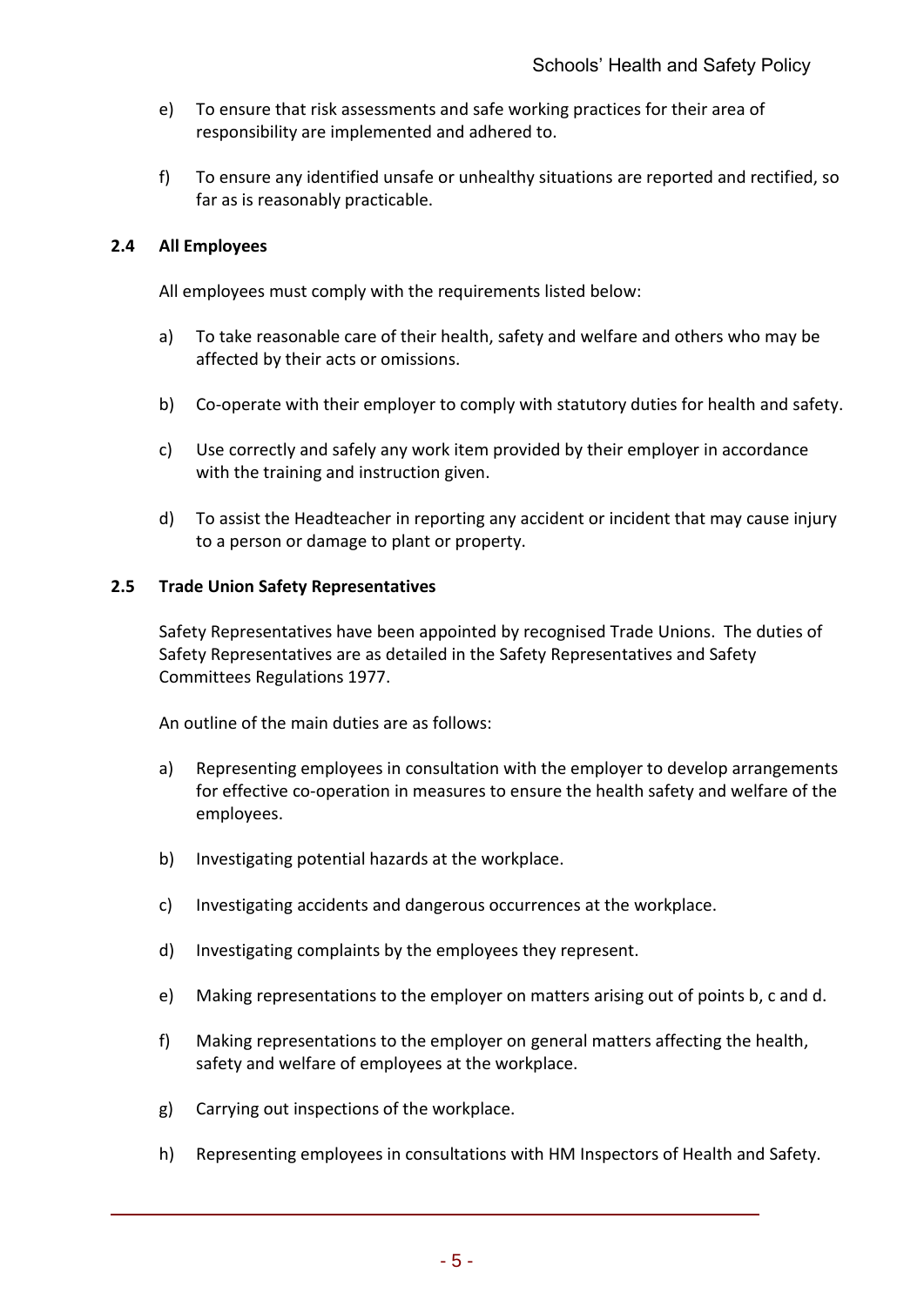e) To ensure that risk assessments and safe working practices for their area of responsibility are implemented and adhered to.

f) To ensure any identified unsafe or unhealthy situations are reported and rectified, so far as is reasonably practicable.

### 2.4 All Employees

All employees must comply with the requirements listed below:

a) To take reasonable care of their health, safety and welfare and others who may be affected by their acts or omissions.

b) Co-operate with their employer to comply with statutory duties for health and safety.

c) Use correctly and safely any work item provided by their employer in accordance with the training and instruction given.

d) To assist the Headteacher in reporting any accident or incident that may cause injury to a person or damage to plant or property.

### 2.5 Trade Union Safety Representatives

Safety Representatives have been appointed by recognised Trade Unions. The duties of Safety Representatives are as detailed in the Safety Representatives and Safety Committees Regulations 1977.

An outline of the main duties are as follows:

a) Representing employees in consultation with the employer to develop arrangements for effective co-operation in measures to ensure the health safety and welfare of the employees.

b) Investigating potential hazards at the workplace.

c) Investigating accidents and dangerous occurrences at the workplace.

d) Investigating complaints by the employees they represent.

e) Making representations to the employer on matters arising out of points b, c and d.

f) Making representations to the employer on general matters affecting the health, safety and welfare of employees at the workplace.

g) Carrying out inspections of the workplace.

h) Representing employees in consultations with HM Inspectors of Health and Safety.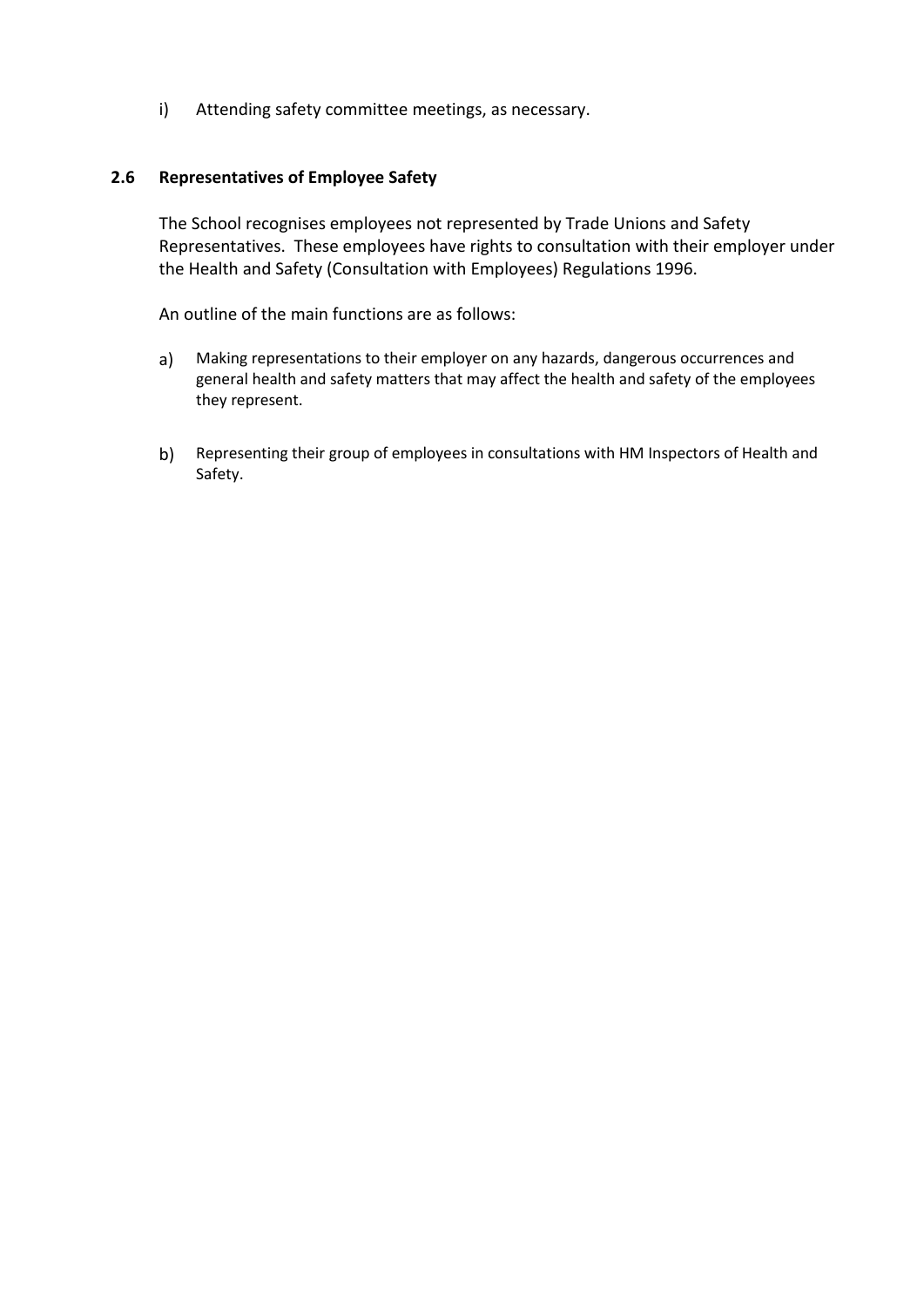i) Attending safety committee meetings, as necessary.

### 2.6 Representatives of Employee Safety

The School recognises employees not represented by Trade Unions and Safety Representatives. These employees have rights to consultation with their employer under the Health and Safety (Consultation with Employees) Regulations 1996.

An outline of the main functions are as follows:

a) Making representations to their employer on any hazards, dangerous occurrences and general health and safety matters that may affect the health and safety of the employees they represent.

b) Representing their group of employees in consultations with HM Inspectors of Health and Safety.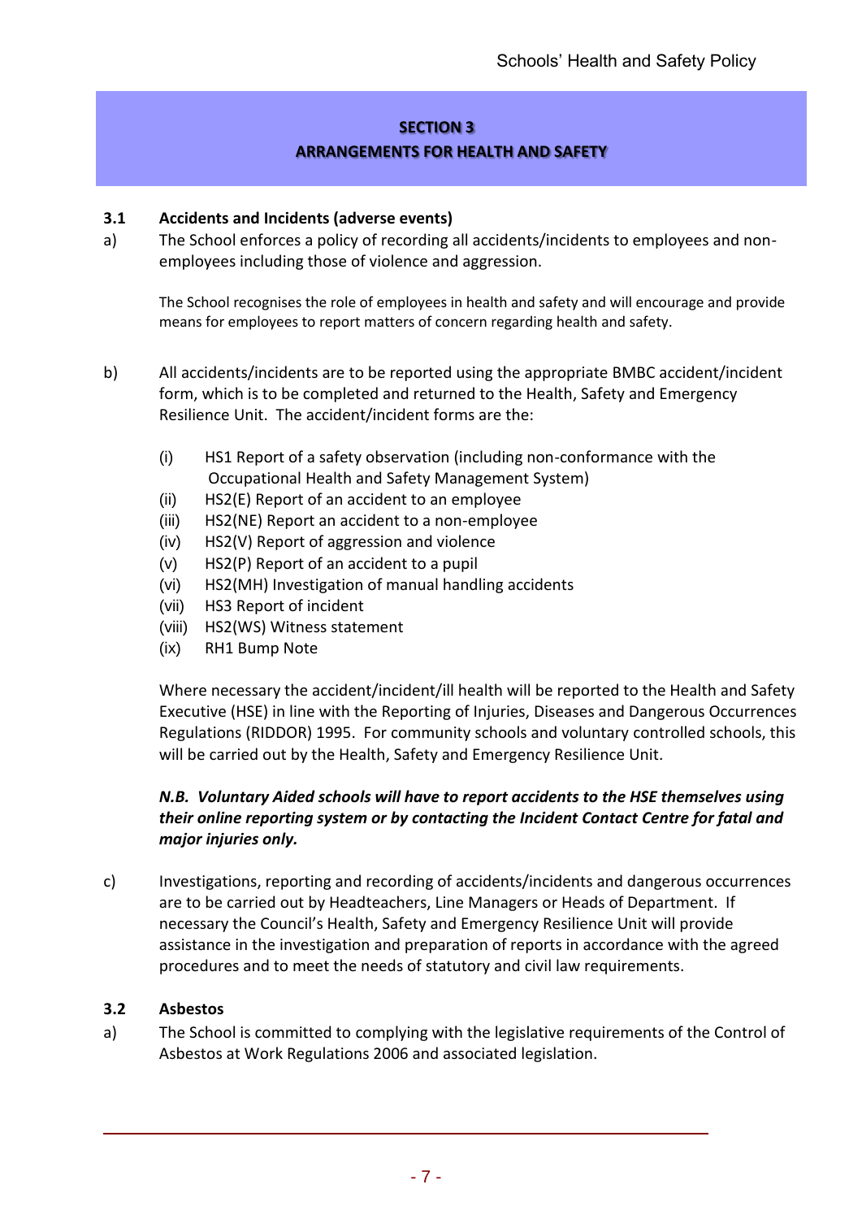## SECTION 3
## ARRANGEMENTS FOR HEALTH AND SAFETY

### 3.1 Accidents and Incidents (adverse events)

a) The School enforces a policy of recording all accidents/incidents to employees and non-employees including those of violence and aggression.

The School recognises the role of employees in health and safety and will encourage and provide means for employees to report matters of concern regarding health and safety.

b) All accidents/incidents are to be reported using the appropriate BMBC accident/incident form, which is to be completed and returned to the Health, Safety and Emergency Resilience Unit. The accident/incident forms are the:

(i) HS1 Report of a safety observation (including non-conformance with the Occupational Health and Safety Management System)
(ii) HS2(E) Report of an accident to an employee
(iii) HS2(NE) Report an accident to a non-employee
(iv) HS2(V) Report of aggression and violence
(v) HS2(P) Report of an accident to a pupil
(vi) HS2(MH) Investigation of manual handling accidents
(vii) HS3 Report of incident
(viii) HS2(WS) Witness statement
(ix) RH1 Bump Note

Where necessary the accident/incident/ill health will be reported to the Health and Safety Executive (HSE) in line with the Reporting of Injuries, Diseases and Dangerous Occurrences Regulations (RIDDOR) 1995. For community schools and voluntary controlled schools, this will be carried out by the Health, Safety and Emergency Resilience Unit.

***N.B. Voluntary Aided schools will have to report accidents to the HSE themselves using their online reporting system or by contacting the Incident Contact Centre for fatal and major injuries only.***

c) Investigations, reporting and recording of accidents/incidents and dangerous occurrences are to be carried out by Headteachers, Line Managers or Heads of Department. If necessary the Council's Health, Safety and Emergency Resilience Unit will provide assistance in the investigation and preparation of reports in accordance with the agreed procedures and to meet the needs of statutory and civil law requirements.

### 3.2 Asbestos

a) The School is committed to complying with the legislative requirements of the Control of Asbestos at Work Regulations 2006 and associated legislation.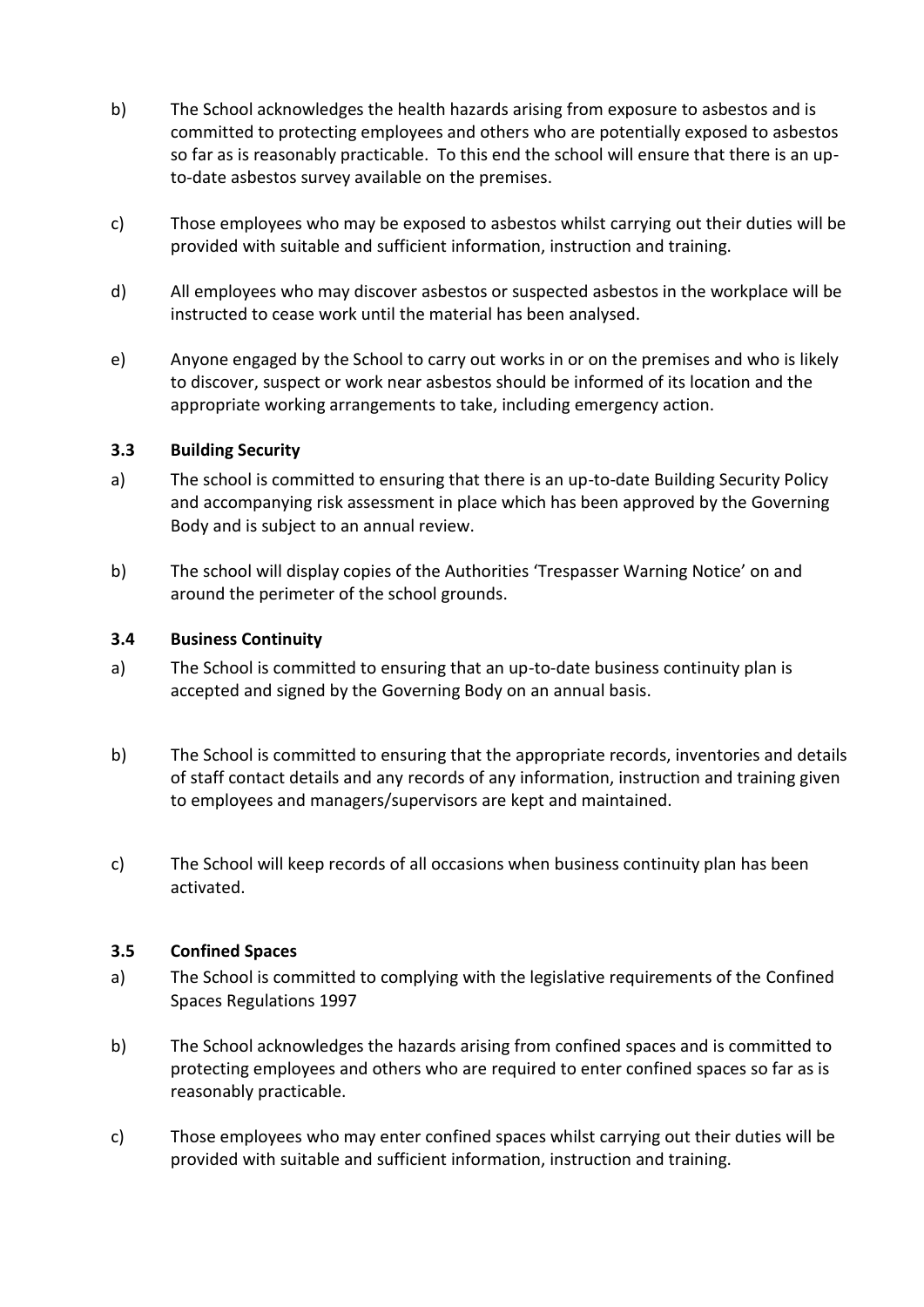b) The School acknowledges the health hazards arising from exposure to asbestos and is committed to protecting employees and others who are potentially exposed to asbestos so far as is reasonably practicable. To this end the school will ensure that there is an up-to-date asbestos survey available on the premises.

c) Those employees who may be exposed to asbestos whilst carrying out their duties will be provided with suitable and sufficient information, instruction and training.

d) All employees who may discover asbestos or suspected asbestos in the workplace will be instructed to cease work until the material has been analysed.

e) Anyone engaged by the School to carry out works in or on the premises and who is likely to discover, suspect or work near asbestos should be informed of its location and the appropriate working arrangements to take, including emergency action.

### 3.3 Building Security

a) The school is committed to ensuring that there is an up-to-date Building Security Policy and accompanying risk assessment in place which has been approved by the Governing Body and is subject to an annual review.

b) The school will display copies of the Authorities 'Trespasser Warning Notice' on and around the perimeter of the school grounds.

### 3.4 Business Continuity

a) The School is committed to ensuring that an up-to-date business continuity plan is accepted and signed by the Governing Body on an annual basis.

b) The School is committed to ensuring that the appropriate records, inventories and details of staff contact details and any records of any information, instruction and training given to employees and managers/supervisors are kept and maintained.

c) The School will keep records of all occasions when business continuity plan has been activated.

### 3.5 Confined Spaces

a) The School is committed to complying with the legislative requirements of the Confined Spaces Regulations 1997

b) The School acknowledges the hazards arising from confined spaces and is committed to protecting employees and others who are required to enter confined spaces so far as is reasonably practicable.

c) Those employees who may enter confined spaces whilst carrying out their duties will be provided with suitable and sufficient information, instruction and training.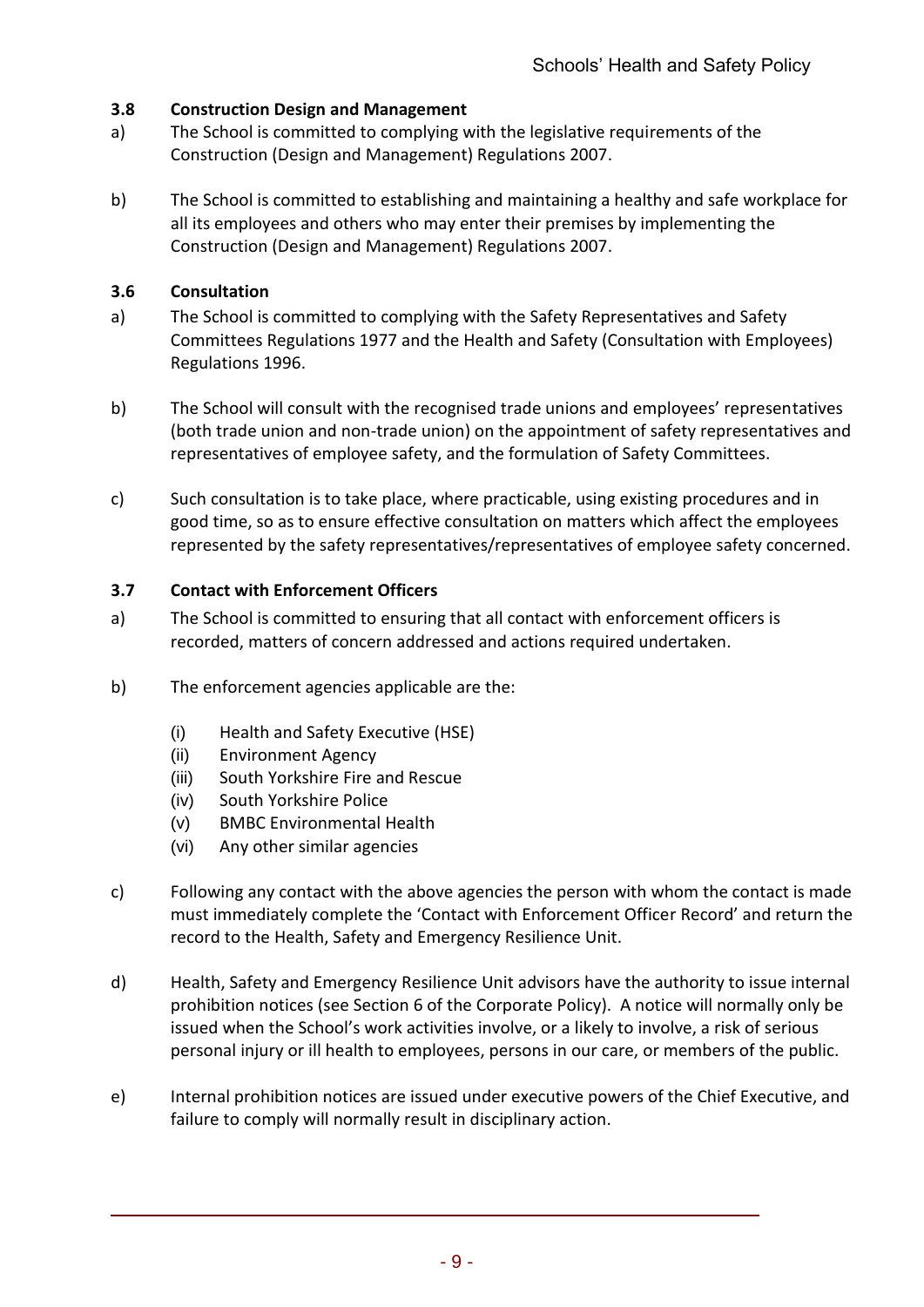### 3.8 Construction Design and Management

a) The School is committed to complying with the legislative requirements of the Construction (Design and Management) Regulations 2007.

b) The School is committed to establishing and maintaining a healthy and safe workplace for all its employees and others who may enter their premises by implementing the Construction (Design and Management) Regulations 2007.

### 3.6 Consultation

a) The School is committed to complying with the Safety Representatives and Safety Committees Regulations 1977 and the Health and Safety (Consultation with Employees) Regulations 1996.

b) The School will consult with the recognised trade unions and employees' representatives (both trade union and non-trade union) on the appointment of safety representatives and representatives of employee safety, and the formulation of Safety Committees.

c) Such consultation is to take place, where practicable, using existing procedures and in good time, so as to ensure effective consultation on matters which affect the employees represented by the safety representatives/representatives of employee safety concerned.

### 3.7 Contact with Enforcement Officers

a) The School is committed to ensuring that all contact with enforcement officers is recorded, matters of concern addressed and actions required undertaken.

b) The enforcement agencies applicable are the:

   (i) Health and Safety Executive (HSE)
   (ii) Environment Agency
   (iii) South Yorkshire Fire and Rescue
   (iv) South Yorkshire Police
   (v) BMBC Environmental Health
   (vi) Any other similar agencies

c) Following any contact with the above agencies the person with whom the contact is made must immediately complete the 'Contact with Enforcement Officer Record' and return the record to the Health, Safety and Emergency Resilience Unit.

d) Health, Safety and Emergency Resilience Unit advisors have the authority to issue internal prohibition notices (see Section 6 of the Corporate Policy). A notice will normally only be issued when the School's work activities involve, or a likely to involve, a risk of serious personal injury or ill health to employees, persons in our care, or members of the public.

e) Internal prohibition notices are issued under executive powers of the Chief Executive, and failure to comply will normally result in disciplinary action.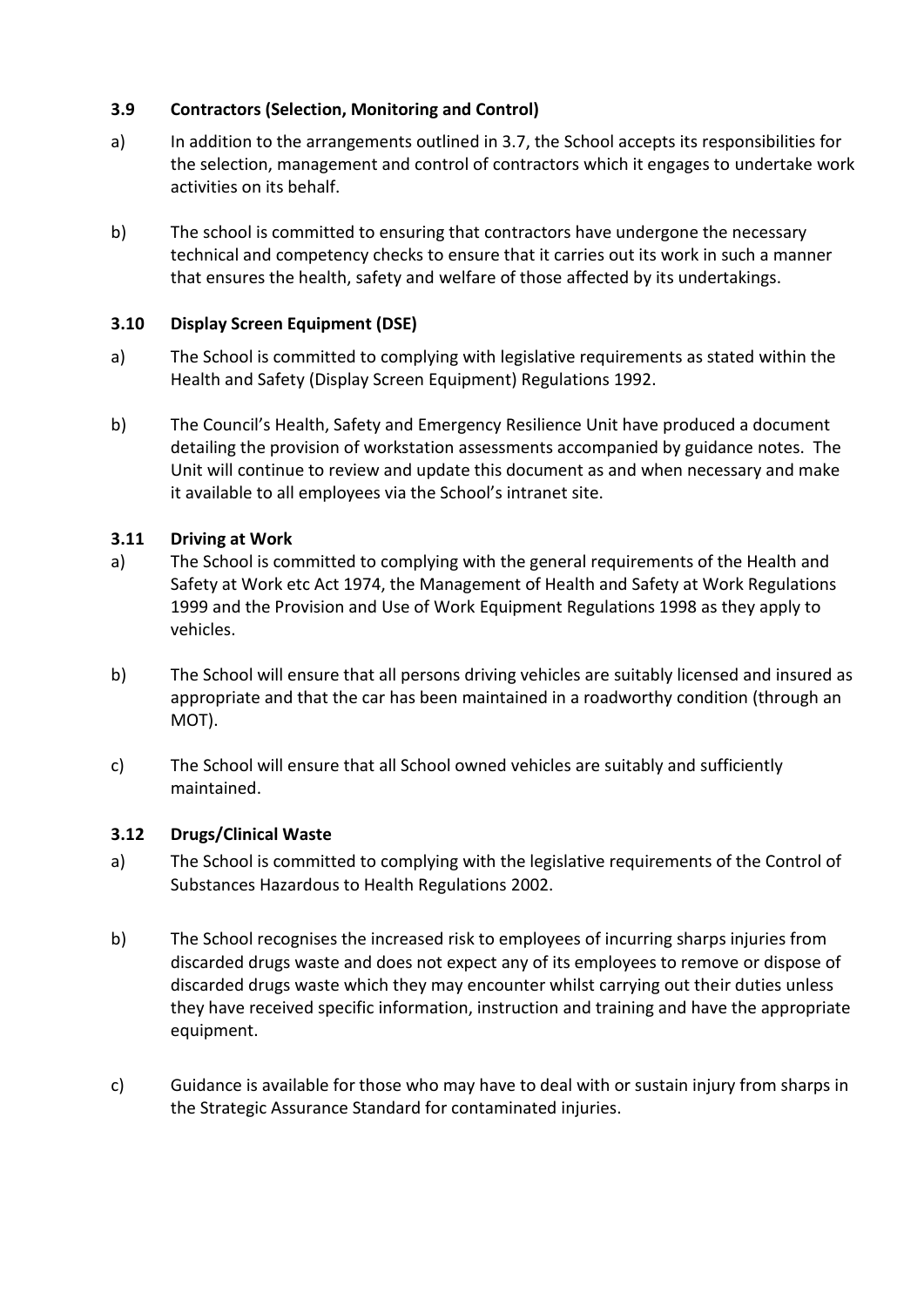### 3.9 Contractors (Selection, Monitoring and Control)

a) In addition to the arrangements outlined in 3.7, the School accepts its responsibilities for the selection, management and control of contractors which it engages to undertake work activities on its behalf.

b) The school is committed to ensuring that contractors have undergone the necessary technical and competency checks to ensure that it carries out its work in such a manner that ensures the health, safety and welfare of those affected by its undertakings.

### 3.10 Display Screen Equipment (DSE)

a) The School is committed to complying with legislative requirements as stated within the Health and Safety (Display Screen Equipment) Regulations 1992.

b) The Council's Health, Safety and Emergency Resilience Unit have produced a document detailing the provision of workstation assessments accompanied by guidance notes. The Unit will continue to review and update this document as and when necessary and make it available to all employees via the School's intranet site.

### 3.11 Driving at Work

a) The School is committed to complying with the general requirements of the Health and Safety at Work etc Act 1974, the Management of Health and Safety at Work Regulations 1999 and the Provision and Use of Work Equipment Regulations 1998 as they apply to vehicles.

b) The School will ensure that all persons driving vehicles are suitably licensed and insured as appropriate and that the car has been maintained in a roadworthy condition (through an MOT).

c) The School will ensure that all School owned vehicles are suitably and sufficiently maintained.

### 3.12 Drugs/Clinical Waste

a) The School is committed to complying with the legislative requirements of the Control of Substances Hazardous to Health Regulations 2002.

b) The School recognises the increased risk to employees of incurring sharps injuries from discarded drugs waste and does not expect any of its employees to remove or dispose of discarded drugs waste which they may encounter whilst carrying out their duties unless they have received specific information, instruction and training and have the appropriate equipment.

c) Guidance is available for those who may have to deal with or sustain injury from sharps in the Strategic Assurance Standard for contaminated injuries.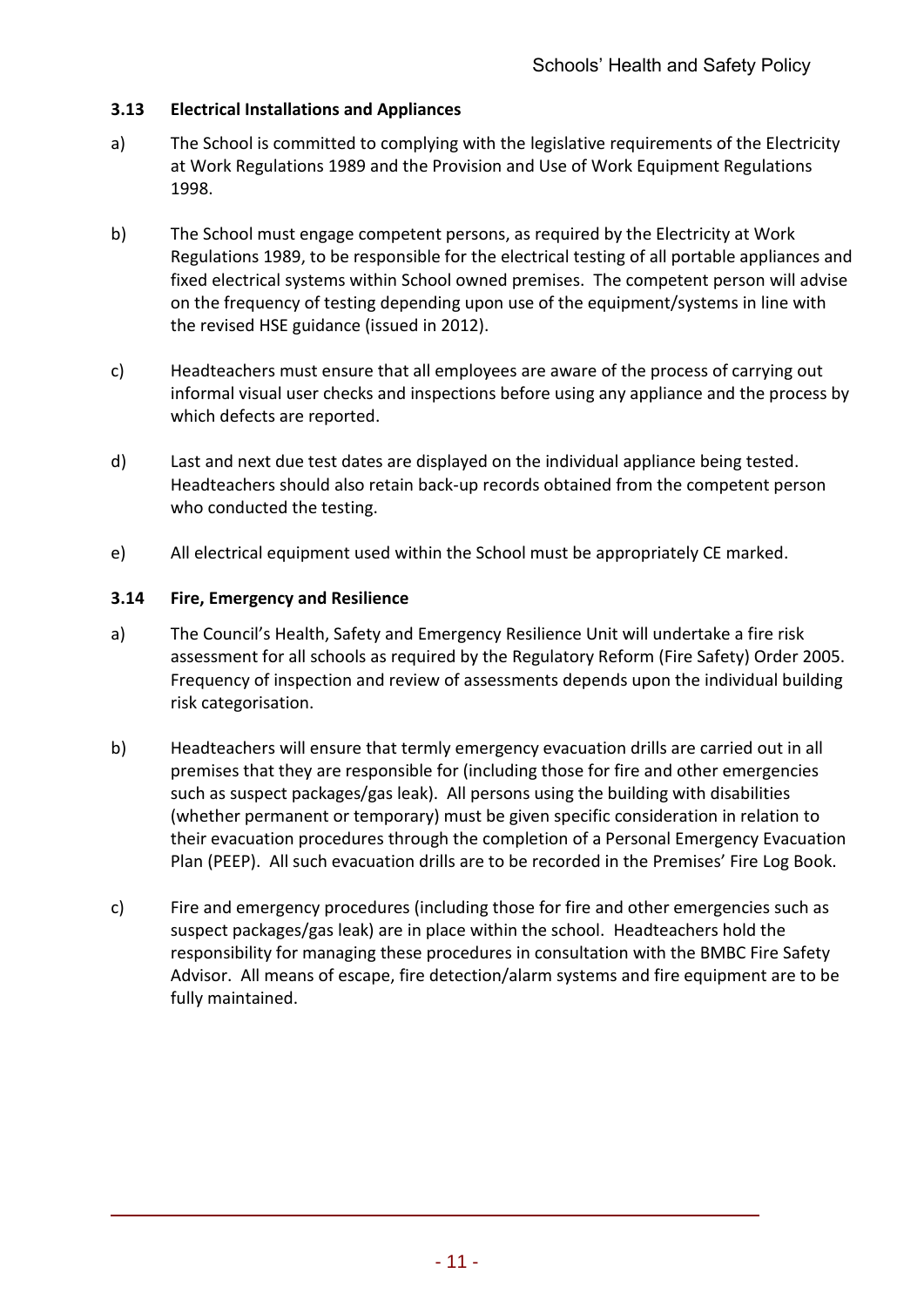### 3.13 Electrical Installations and Appliances

a) The School is committed to complying with the legislative requirements of the Electricity at Work Regulations 1989 and the Provision and Use of Work Equipment Regulations 1998.

b) The School must engage competent persons, as required by the Electricity at Work Regulations 1989, to be responsible for the electrical testing of all portable appliances and fixed electrical systems within School owned premises. The competent person will advise on the frequency of testing depending upon use of the equipment/systems in line with the revised HSE guidance (issued in 2012).

c) Headteachers must ensure that all employees are aware of the process of carrying out informal visual user checks and inspections before using any appliance and the process by which defects are reported.

d) Last and next due test dates are displayed on the individual appliance being tested. Headteachers should also retain back-up records obtained from the competent person who conducted the testing.

e) All electrical equipment used within the School must be appropriately CE marked.

### 3.14 Fire, Emergency and Resilience

a) The Council's Health, Safety and Emergency Resilience Unit will undertake a fire risk assessment for all schools as required by the Regulatory Reform (Fire Safety) Order 2005. Frequency of inspection and review of assessments depends upon the individual building risk categorisation.

b) Headteachers will ensure that termly emergency evacuation drills are carried out in all premises that they are responsible for (including those for fire and other emergencies such as suspect packages/gas leak). All persons using the building with disabilities (whether permanent or temporary) must be given specific consideration in relation to their evacuation procedures through the completion of a Personal Emergency Evacuation Plan (PEEP). All such evacuation drills are to be recorded in the Premises' Fire Log Book.

c) Fire and emergency procedures (including those for fire and other emergencies such as suspect packages/gas leak) are in place within the school. Headteachers hold the responsibility for managing these procedures in consultation with the BMBC Fire Safety Advisor. All means of escape, fire detection/alarm systems and fire equipment are to be fully maintained.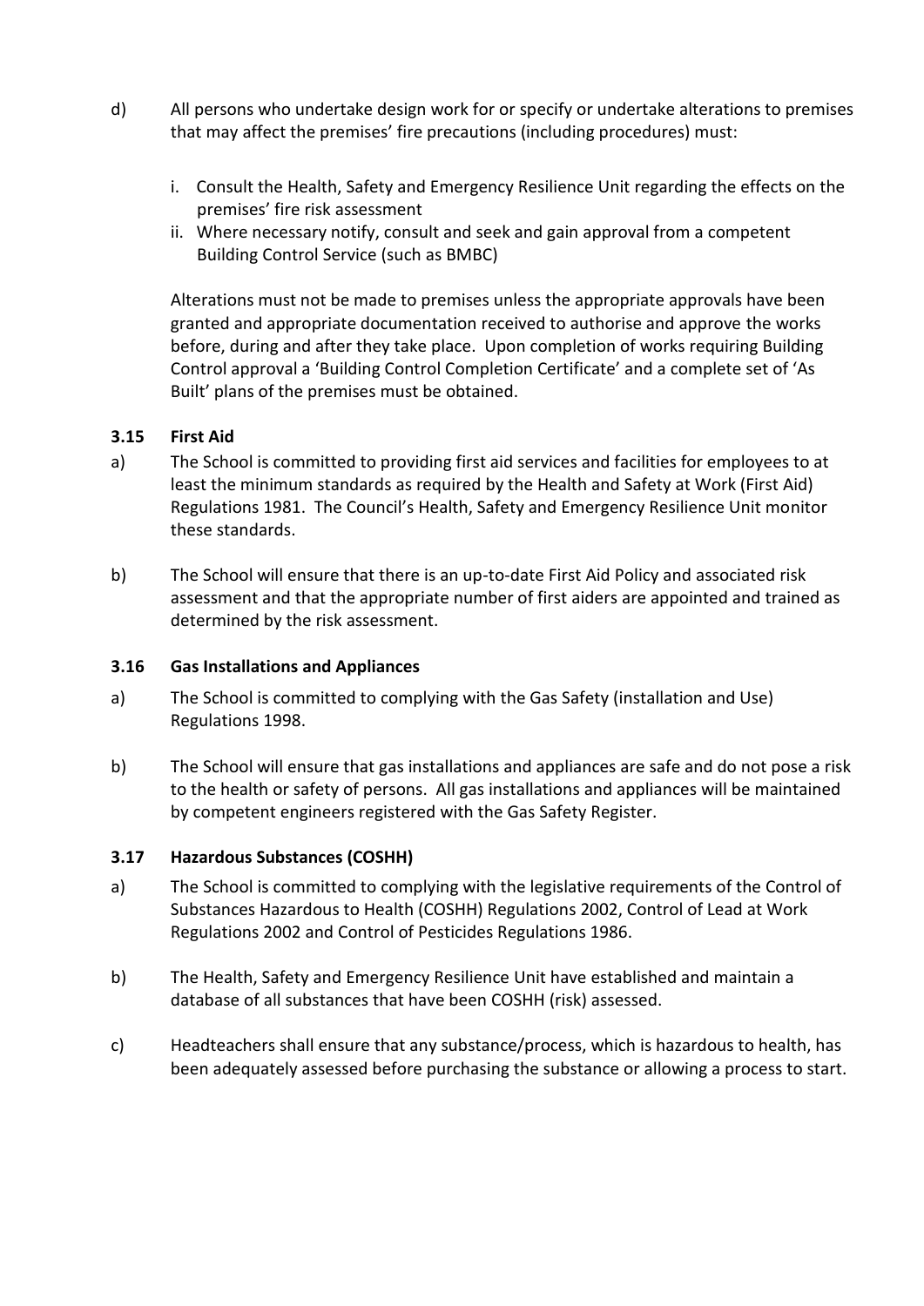d) All persons who undertake design work for or specify or undertake alterations to premises that may affect the premises' fire precautions (including procedures) must:

   i. Consult the Health, Safety and Emergency Resilience Unit regarding the effects on the premises' fire risk assessment
   ii. Where necessary notify, consult and seek and gain approval from a competent Building Control Service (such as BMBC)

   Alterations must not be made to premises unless the appropriate approvals have been granted and appropriate documentation received to authorise and approve the works before, during and after they take place. Upon completion of works requiring Building Control approval a 'Building Control Completion Certificate' and a complete set of 'As Built' plans of the premises must be obtained.

### 3.15 First Aid

a) The School is committed to providing first aid services and facilities for employees to at least the minimum standards as required by the Health and Safety at Work (First Aid) Regulations 1981. The Council's Health, Safety and Emergency Resilience Unit monitor these standards.

b) The School will ensure that there is an up-to-date First Aid Policy and associated risk assessment and that the appropriate number of first aiders are appointed and trained as determined by the risk assessment.

### 3.16 Gas Installations and Appliances

a) The School is committed to complying with the Gas Safety (installation and Use) Regulations 1998.

b) The School will ensure that gas installations and appliances are safe and do not pose a risk to the health or safety of persons. All gas installations and appliances will be maintained by competent engineers registered with the Gas Safety Register.

### 3.17 Hazardous Substances (COSHH)

a) The School is committed to complying with the legislative requirements of the Control of Substances Hazardous to Health (COSHH) Regulations 2002, Control of Lead at Work Regulations 2002 and Control of Pesticides Regulations 1986.

b) The Health, Safety and Emergency Resilience Unit have established and maintain a database of all substances that have been COSHH (risk) assessed.

c) Headteachers shall ensure that any substance/process, which is hazardous to health, has been adequately assessed before purchasing the substance or allowing a process to start.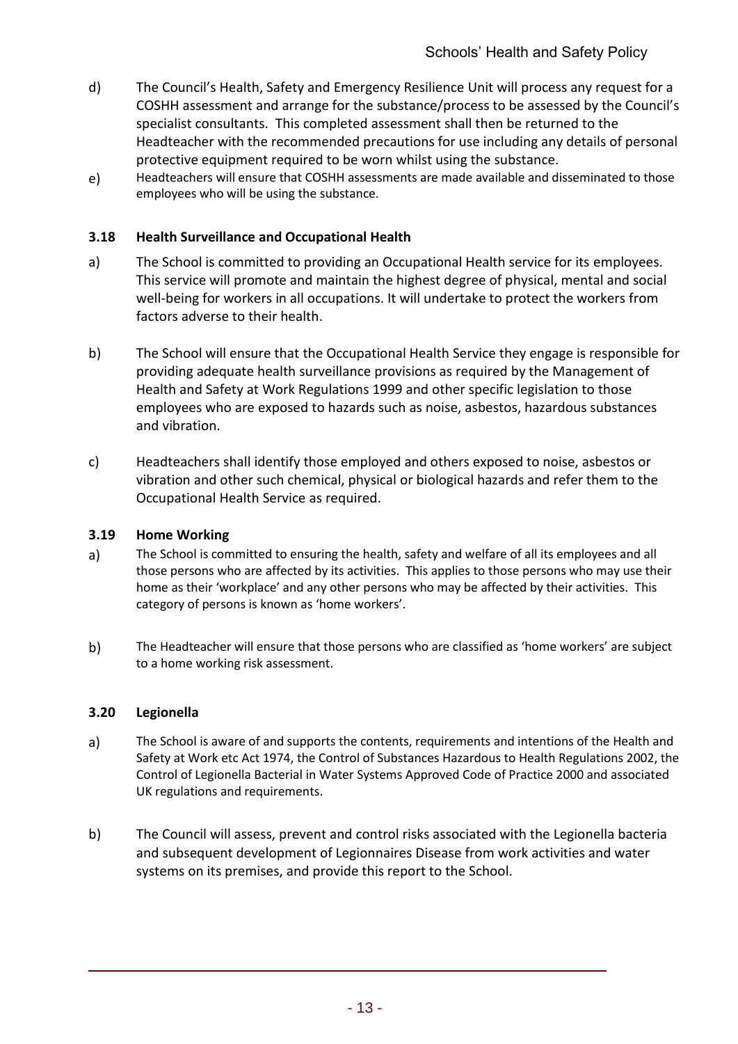d) The Council's Health, Safety and Emergency Resilience Unit will process any request for a COSHH assessment and arrange for the substance/process to be assessed by the Council's specialist consultants. This completed assessment shall then be returned to the Headteacher with the recommended precautions for use including any details of personal protective equipment required to be worn whilst using the substance.

e) Headteachers will ensure that COSHH assessments are made available and disseminated to those employees who will be using the substance.

### 3.18 Health Surveillance and Occupational Health

a) The School is committed to providing an Occupational Health service for its employees. This service will promote and maintain the highest degree of physical, mental and social well-being for workers in all occupations. It will undertake to protect the workers from factors adverse to their health.

b) The School will ensure that the Occupational Health Service they engage is responsible for providing adequate health surveillance provisions as required by the Management of Health and Safety at Work Regulations 1999 and other specific legislation to those employees who are exposed to hazards such as noise, asbestos, hazardous substances and vibration.

c) Headteachers shall identify those employed and others exposed to noise, asbestos or vibration and other such chemical, physical or biological hazards and refer them to the Occupational Health Service as required.

### 3.19 Home Working

a) The School is committed to ensuring the health, safety and welfare of all its employees and all those persons who are affected by its activities. This applies to those persons who may use their home as their 'workplace' and any other persons who may be affected by their activities. This category of persons is known as 'home workers'.

b) The Headteacher will ensure that those persons who are classified as 'home workers' are subject to a home working risk assessment.

### 3.20 Legionella

a) The School is aware of and supports the contents, requirements and intentions of the Health and Safety at Work etc Act 1974, the Control of Substances Hazardous to Health Regulations 2002, the Control of Legionella Bacterial in Water Systems Approved Code of Practice 2000 and associated UK regulations and requirements.

b) The Council will assess, prevent and control risks associated with the Legionella bacteria and subsequent development of Legionnaires Disease from work activities and water systems on its premises, and provide this report to the School.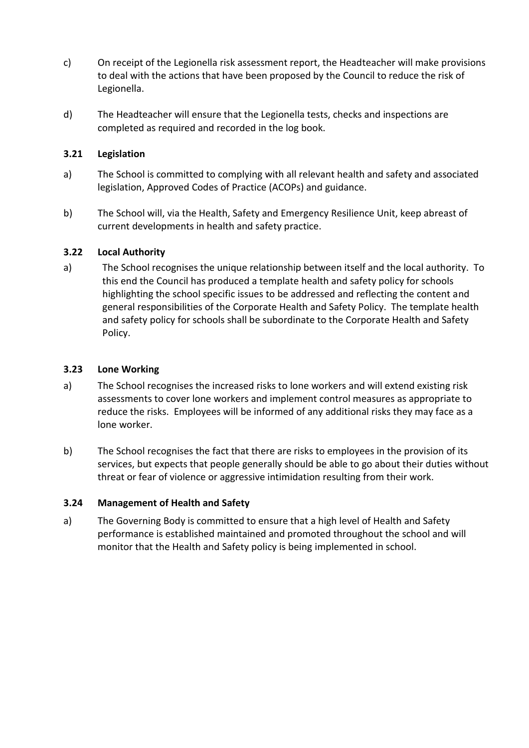c) On receipt of the Legionella risk assessment report, the Headteacher will make provisions to deal with the actions that have been proposed by the Council to reduce the risk of Legionella.

d) The Headteacher will ensure that the Legionella tests, checks and inspections are completed as required and recorded in the log book.

### 3.21 Legislation

a) The School is committed to complying with all relevant health and safety and associated legislation, Approved Codes of Practice (ACOPs) and guidance.

b) The School will, via the Health, Safety and Emergency Resilience Unit, keep abreast of current developments in health and safety practice.

### 3.22 Local Authority

a) The School recognises the unique relationship between itself and the local authority. To this end the Council has produced a template health and safety policy for schools highlighting the school specific issues to be addressed and reflecting the content and general responsibilities of the Corporate Health and Safety Policy. The template health and safety policy for schools shall be subordinate to the Corporate Health and Safety Policy.

### 3.23 Lone Working

a) The School recognises the increased risks to lone workers and will extend existing risk assessments to cover lone workers and implement control measures as appropriate to reduce the risks. Employees will be informed of any additional risks they may face as a lone worker.

b) The School recognises the fact that there are risks to employees in the provision of its services, but expects that people generally should be able to go about their duties without threat or fear of violence or aggressive intimidation resulting from their work.

### 3.24 Management of Health and Safety

a) The Governing Body is committed to ensure that a high level of Health and Safety performance is established maintained and promoted throughout the school and will monitor that the Health and Safety policy is being implemented in school.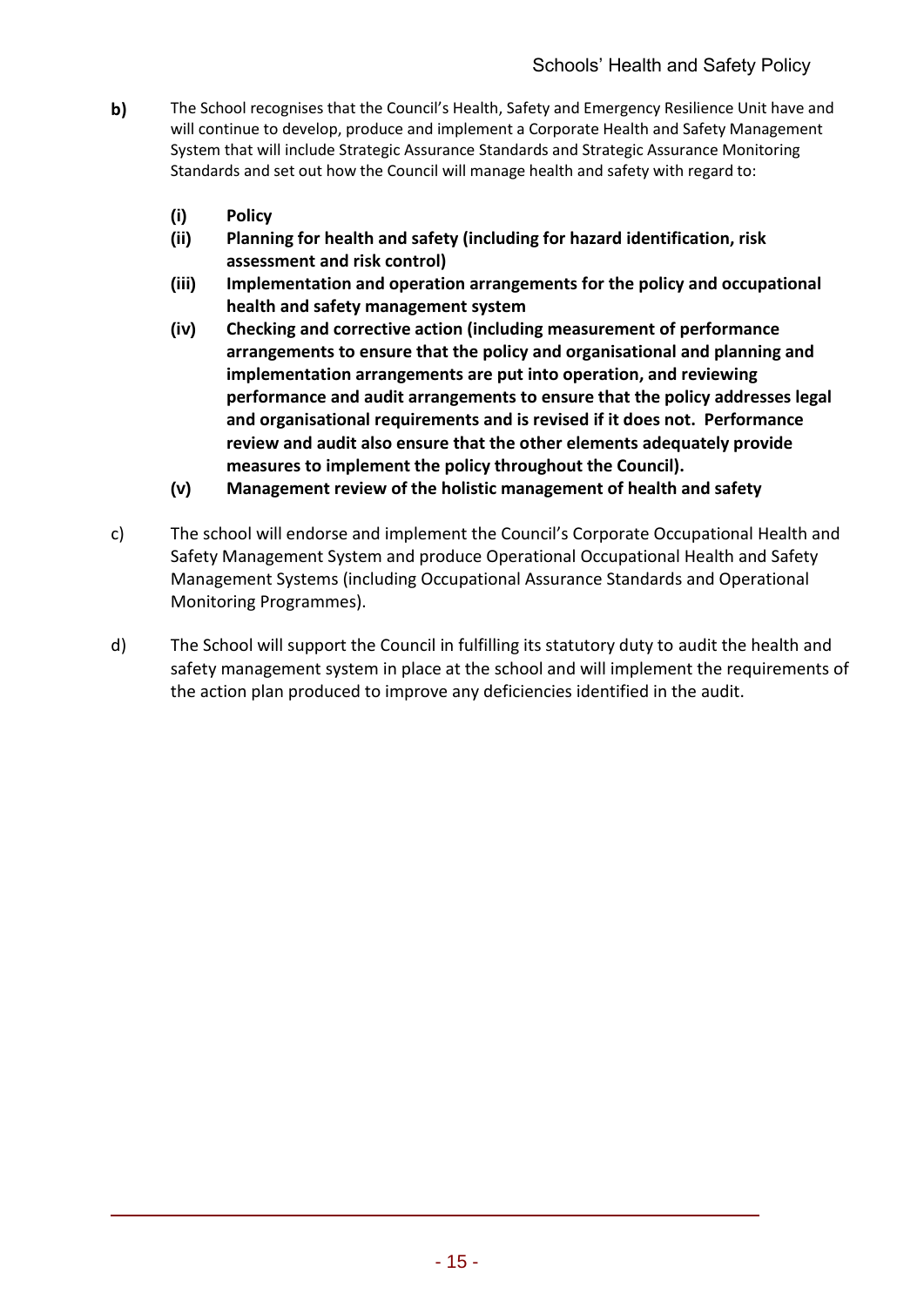**b)** The School recognises that the Council's Health, Safety and Emergency Resilience Unit have and will continue to develop, produce and implement a Corporate Health and Safety Management System that will include Strategic Assurance Standards and Strategic Assurance Monitoring Standards and set out how the Council will manage health and safety with regard to:

- **(i) Policy**
- **(ii) Planning for health and safety (including for hazard identification, risk assessment and risk control)**
- **(iii) Implementation and operation arrangements for the policy and occupational health and safety management system**
- **(iv) Checking and corrective action (including measurement of performance arrangements to ensure that the policy and organisational and planning and implementation arrangements are put into operation, and reviewing performance and audit arrangements to ensure that the policy addresses legal and organisational requirements and is revised if it does not. Performance review and audit also ensure that the other elements adequately provide measures to implement the policy throughout the Council).**
- **(v) Management review of the holistic management of health and safety**

c) The school will endorse and implement the Council's Corporate Occupational Health and Safety Management System and produce Operational Occupational Health and Safety Management Systems (including Occupational Assurance Standards and Operational Monitoring Programmes).

d) The School will support the Council in fulfilling its statutory duty to audit the health and safety management system in place at the school and will implement the requirements of the action plan produced to improve any deficiencies identified in the audit.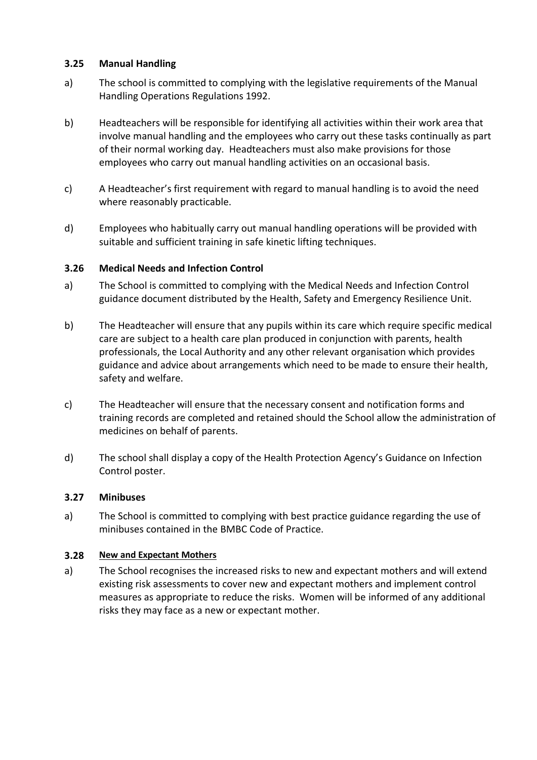### 3.25 Manual Handling

a) The school is committed to complying with the legislative requirements of the Manual Handling Operations Regulations 1992.

b) Headteachers will be responsible for identifying all activities within their work area that involve manual handling and the employees who carry out these tasks continually as part of their normal working day. Headteachers must also make provisions for those employees who carry out manual handling activities on an occasional basis.

c) A Headteacher's first requirement with regard to manual handling is to avoid the need where reasonably practicable.

d) Employees who habitually carry out manual handling operations will be provided with suitable and sufficient training in safe kinetic lifting techniques.

### 3.26 Medical Needs and Infection Control

a) The School is committed to complying with the Medical Needs and Infection Control guidance document distributed by the Health, Safety and Emergency Resilience Unit.

b) The Headteacher will ensure that any pupils within its care which require specific medical care are subject to a health care plan produced in conjunction with parents, health professionals, the Local Authority and any other relevant organisation which provides guidance and advice about arrangements which need to be made to ensure their health, safety and welfare.

c) The Headteacher will ensure that the necessary consent and notification forms and training records are completed and retained should the School allow the administration of medicines on behalf of parents.

d) The school shall display a copy of the Health Protection Agency's Guidance on Infection Control poster.

### 3.27 Minibuses

a) The School is committed to complying with best practice guidance regarding the use of minibuses contained in the BMBC Code of Practice.

### 3.28 New and Expectant Mothers

a) The School recognises the increased risks to new and expectant mothers and will extend existing risk assessments to cover new and expectant mothers and implement control measures as appropriate to reduce the risks. Women will be informed of any additional risks they may face as a new or expectant mother.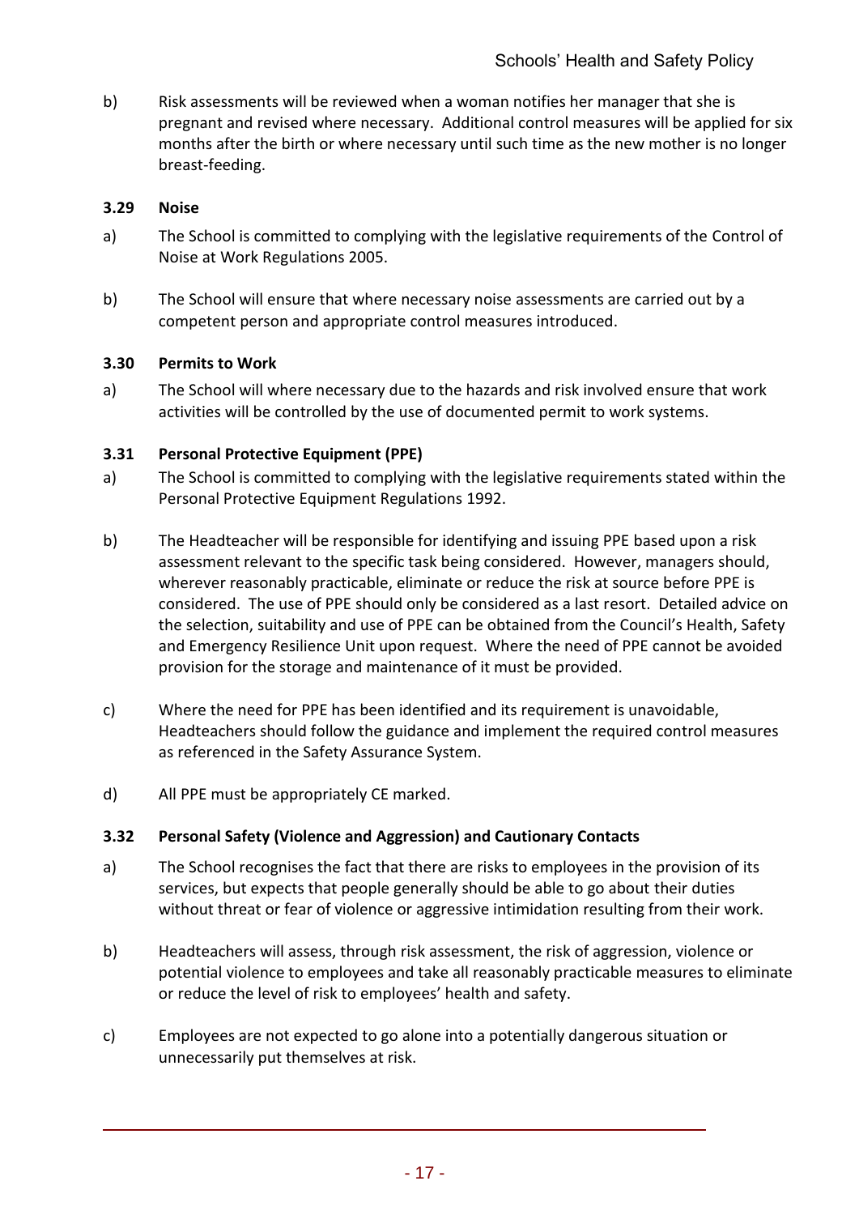b) Risk assessments will be reviewed when a woman notifies her manager that she is pregnant and revised where necessary. Additional control measures will be applied for six months after the birth or where necessary until such time as the new mother is no longer breast-feeding.

### 3.29 Noise

a) The School is committed to complying with the legislative requirements of the Control of Noise at Work Regulations 2005.

b) The School will ensure that where necessary noise assessments are carried out by a competent person and appropriate control measures introduced.

### 3.30 Permits to Work

a) The School will where necessary due to the hazards and risk involved ensure that work activities will be controlled by the use of documented permit to work systems.

### 3.31 Personal Protective Equipment (PPE)

a) The School is committed to complying with the legislative requirements stated within the Personal Protective Equipment Regulations 1992.

b) The Headteacher will be responsible for identifying and issuing PPE based upon a risk assessment relevant to the specific task being considered. However, managers should, wherever reasonably practicable, eliminate or reduce the risk at source before PPE is considered. The use of PPE should only be considered as a last resort. Detailed advice on the selection, suitability and use of PPE can be obtained from the Council's Health, Safety and Emergency Resilience Unit upon request. Where the need of PPE cannot be avoided provision for the storage and maintenance of it must be provided.

c) Where the need for PPE has been identified and its requirement is unavoidable, Headteachers should follow the guidance and implement the required control measures as referenced in the Safety Assurance System.

d) All PPE must be appropriately CE marked.

### 3.32 Personal Safety (Violence and Aggression) and Cautionary Contacts

a) The School recognises the fact that there are risks to employees in the provision of its services, but expects that people generally should be able to go about their duties without threat or fear of violence or aggressive intimidation resulting from their work.

b) Headteachers will assess, through risk assessment, the risk of aggression, violence or potential violence to employees and take all reasonably practicable measures to eliminate or reduce the level of risk to employees' health and safety.

c) Employees are not expected to go alone into a potentially dangerous situation or unnecessarily put themselves at risk.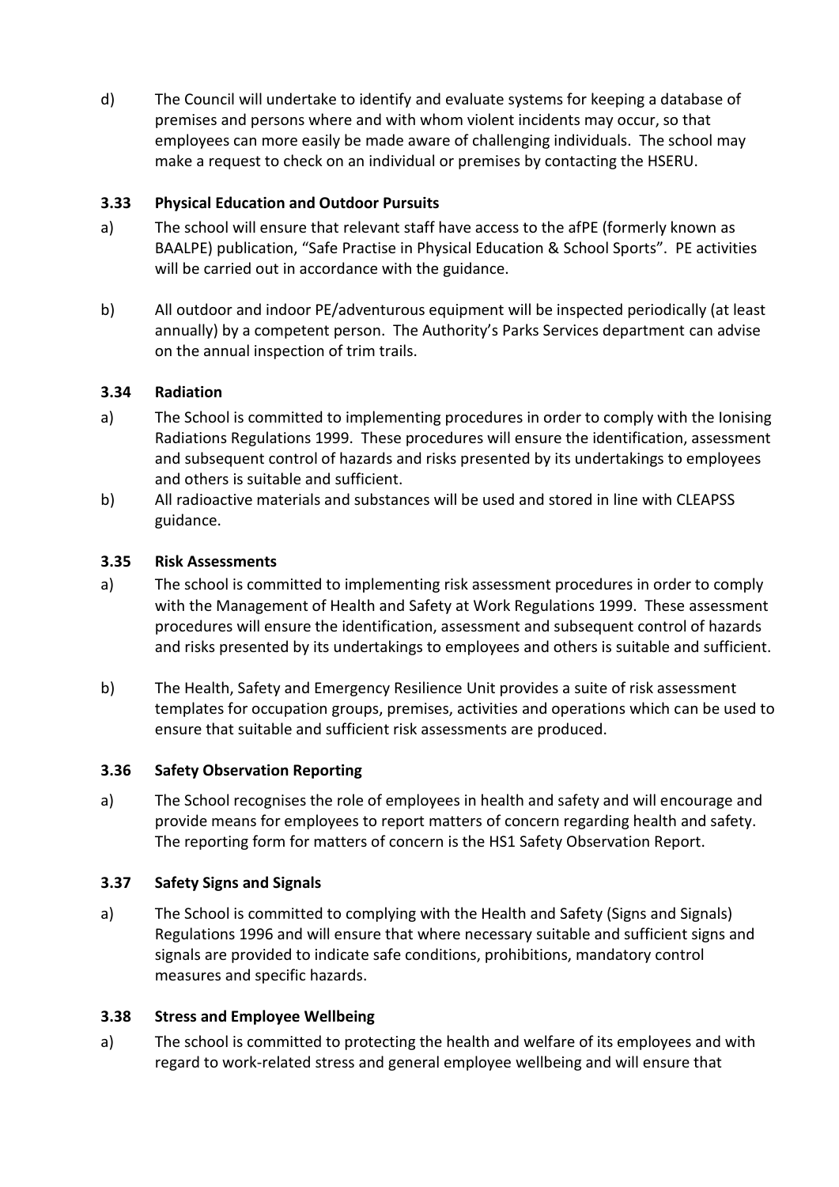d) The Council will undertake to identify and evaluate systems for keeping a database of premises and persons where and with whom violent incidents may occur, so that employees can more easily be made aware of challenging individuals. The school may make a request to check on an individual or premises by contacting the HSERU.

### 3.33 Physical Education and Outdoor Pursuits

a) The school will ensure that relevant staff have access to the afPE (formerly known as BAALPE) publication, "Safe Practise in Physical Education & School Sports". PE activities will be carried out in accordance with the guidance.

b) All outdoor and indoor PE/adventurous equipment will be inspected periodically (at least annually) by a competent person. The Authority's Parks Services department can advise on the annual inspection of trim trails.

### 3.34 Radiation

a) The School is committed to implementing procedures in order to comply with the Ionising Radiations Regulations 1999. These procedures will ensure the identification, assessment and subsequent control of hazards and risks presented by its undertakings to employees and others is suitable and sufficient.

b) All radioactive materials and substances will be used and stored in line with CLEAPSS guidance.

### 3.35 Risk Assessments

a) The school is committed to implementing risk assessment procedures in order to comply with the Management of Health and Safety at Work Regulations 1999. These assessment procedures will ensure the identification, assessment and subsequent control of hazards and risks presented by its undertakings to employees and others is suitable and sufficient.

b) The Health, Safety and Emergency Resilience Unit provides a suite of risk assessment templates for occupation groups, premises, activities and operations which can be used to ensure that suitable and sufficient risk assessments are produced.

### 3.36 Safety Observation Reporting

a) The School recognises the role of employees in health and safety and will encourage and provide means for employees to report matters of concern regarding health and safety. The reporting form for matters of concern is the HS1 Safety Observation Report.

### 3.37 Safety Signs and Signals

a) The School is committed to complying with the Health and Safety (Signs and Signals) Regulations 1996 and will ensure that where necessary suitable and sufficient signs and signals are provided to indicate safe conditions, prohibitions, mandatory control measures and specific hazards.

### 3.38 Stress and Employee Wellbeing

a) The school is committed to protecting the health and welfare of its employees and with regard to work-related stress and general employee wellbeing and will ensure that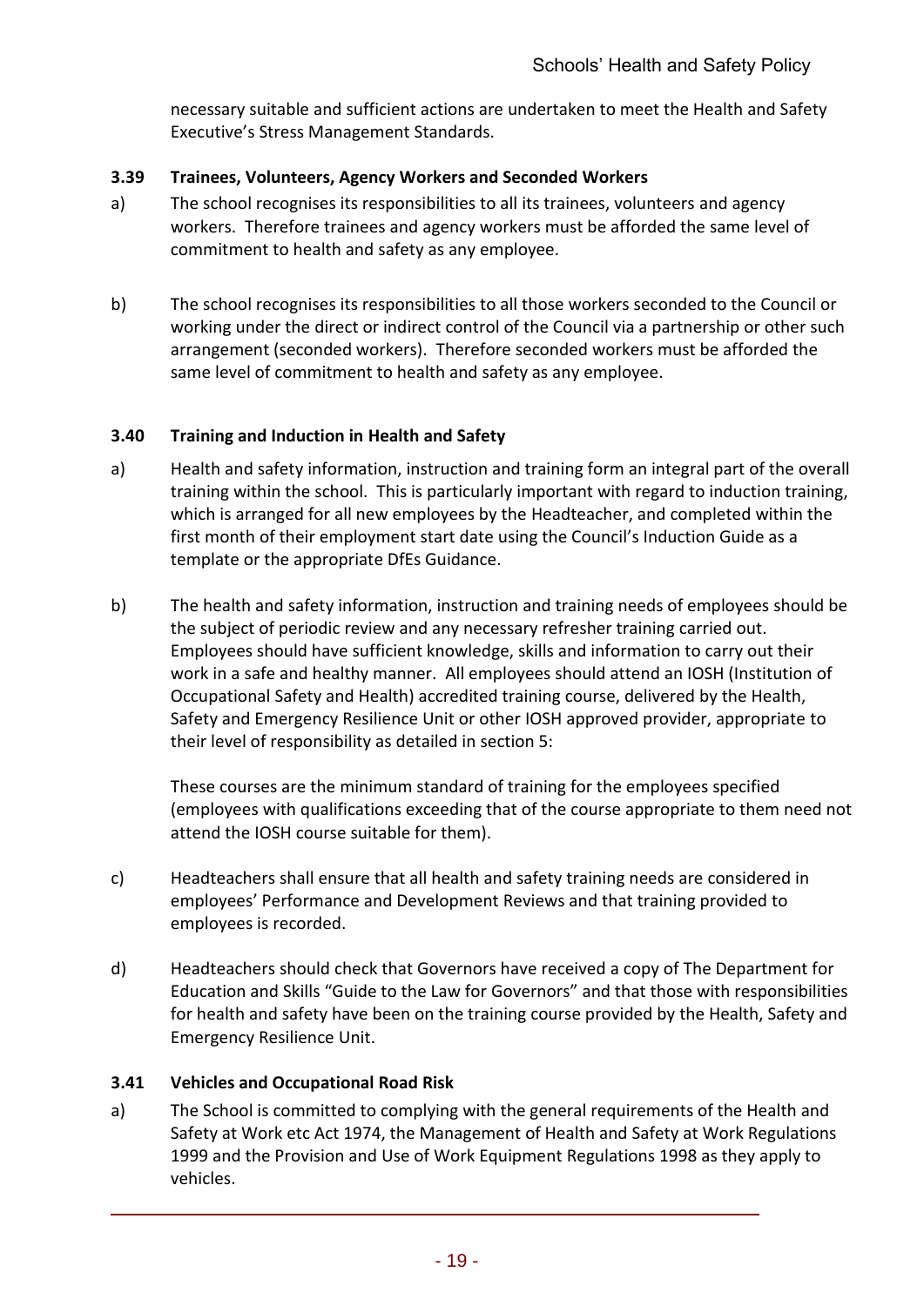necessary suitable and sufficient actions are undertaken to meet the Health and Safety Executive's Stress Management Standards.

### 3.39 Trainees, Volunteers, Agency Workers and Seconded Workers

a) The school recognises its responsibilities to all its trainees, volunteers and agency workers. Therefore trainees and agency workers must be afforded the same level of commitment to health and safety as any employee.

b) The school recognises its responsibilities to all those workers seconded to the Council or working under the direct or indirect control of the Council via a partnership or other such arrangement (seconded workers). Therefore seconded workers must be afforded the same level of commitment to health and safety as any employee.

### 3.40 Training and Induction in Health and Safety

a) Health and safety information, instruction and training form an integral part of the overall training within the school. This is particularly important with regard to induction training, which is arranged for all new employees by the Headteacher, and completed within the first month of their employment start date using the Council's Induction Guide as a template or the appropriate DfEs Guidance.

b) The health and safety information, instruction and training needs of employees should be the subject of periodic review and any necessary refresher training carried out. Employees should have sufficient knowledge, skills and information to carry out their work in a safe and healthy manner. All employees should attend an IOSH (Institution of Occupational Safety and Health) accredited training course, delivered by the Health, Safety and Emergency Resilience Unit or other IOSH approved provider, appropriate to their level of responsibility as detailed in section 5:

These courses are the minimum standard of training for the employees specified (employees with qualifications exceeding that of the course appropriate to them need not attend the IOSH course suitable for them).

c) Headteachers shall ensure that all health and safety training needs are considered in employees' Performance and Development Reviews and that training provided to employees is recorded.

d) Headteachers should check that Governors have received a copy of The Department for Education and Skills "Guide to the Law for Governors" and that those with responsibilities for health and safety have been on the training course provided by the Health, Safety and Emergency Resilience Unit.

### 3.41 Vehicles and Occupational Road Risk

a) The School is committed to complying with the general requirements of the Health and Safety at Work etc Act 1974, the Management of Health and Safety at Work Regulations 1999 and the Provision and Use of Work Equipment Regulations 1998 as they apply to vehicles.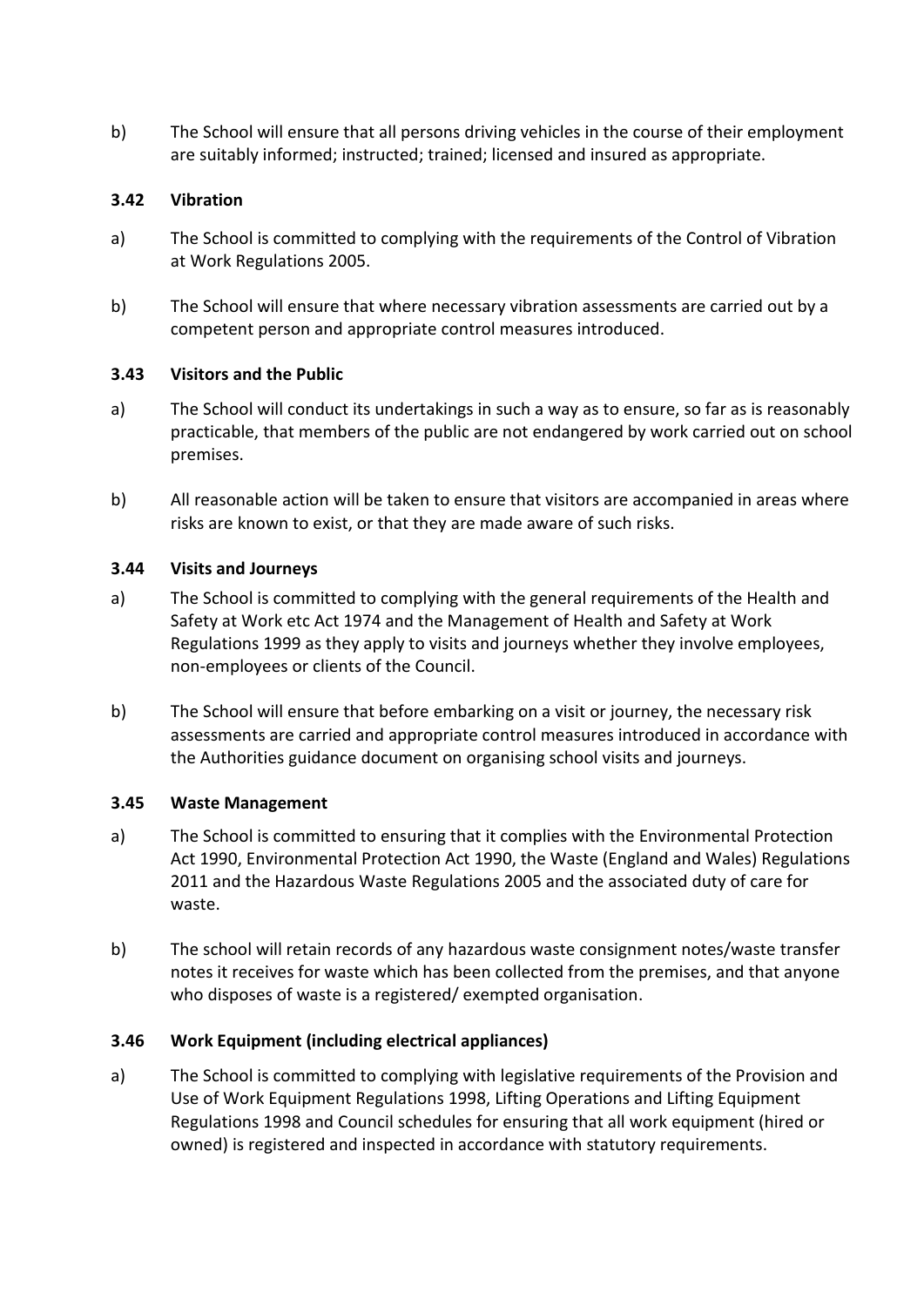b) The School will ensure that all persons driving vehicles in the course of their employment are suitably informed; instructed; trained; licensed and insured as appropriate.

### 3.42 Vibration

a) The School is committed to complying with the requirements of the Control of Vibration at Work Regulations 2005.

b) The School will ensure that where necessary vibration assessments are carried out by a competent person and appropriate control measures introduced.

### 3.43 Visitors and the Public

a) The School will conduct its undertakings in such a way as to ensure, so far as is reasonably practicable, that members of the public are not endangered by work carried out on school premises.

b) All reasonable action will be taken to ensure that visitors are accompanied in areas where risks are known to exist, or that they are made aware of such risks.

### 3.44 Visits and Journeys

a) The School is committed to complying with the general requirements of the Health and Safety at Work etc Act 1974 and the Management of Health and Safety at Work Regulations 1999 as they apply to visits and journeys whether they involve employees, non-employees or clients of the Council.

b) The School will ensure that before embarking on a visit or journey, the necessary risk assessments are carried and appropriate control measures introduced in accordance with the Authorities guidance document on organising school visits and journeys.

### 3.45 Waste Management

a) The School is committed to ensuring that it complies with the Environmental Protection Act 1990, Environmental Protection Act 1990, the Waste (England and Wales) Regulations 2011 and the Hazardous Waste Regulations 2005 and the associated duty of care for waste.

b) The school will retain records of any hazardous waste consignment notes/waste transfer notes it receives for waste which has been collected from the premises, and that anyone who disposes of waste is a registered/ exempted organisation.

### 3.46 Work Equipment (including electrical appliances)

a) The School is committed to complying with legislative requirements of the Provision and Use of Work Equipment Regulations 1998, Lifting Operations and Lifting Equipment Regulations 1998 and Council schedules for ensuring that all work equipment (hired or owned) is registered and inspected in accordance with statutory requirements.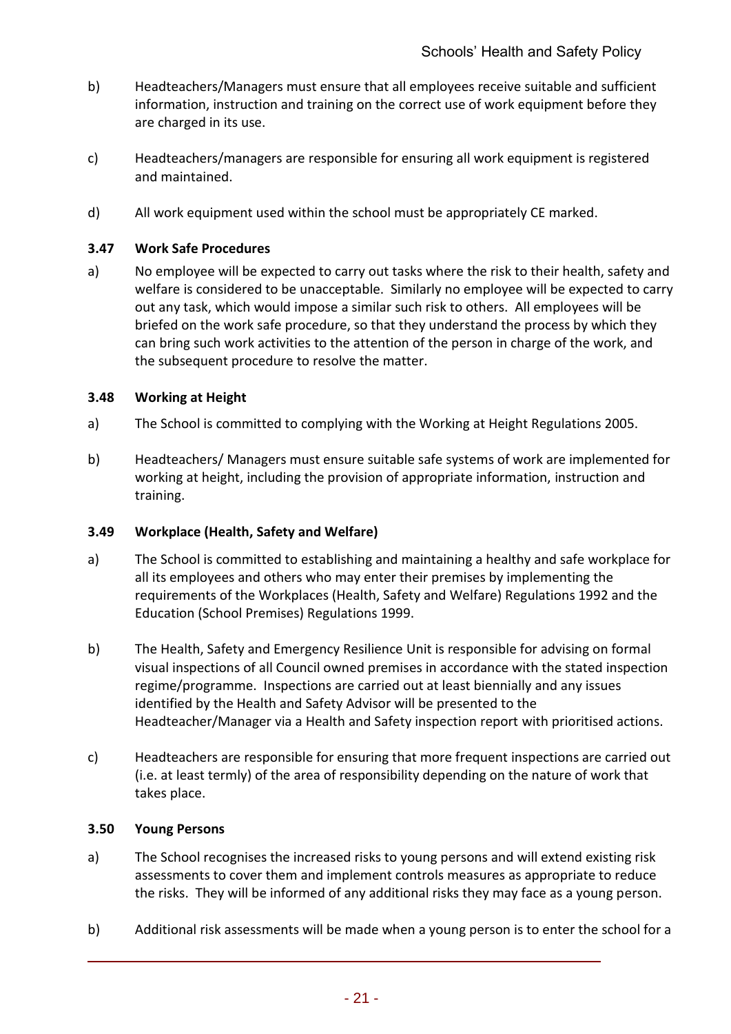b) Headteachers/Managers must ensure that all employees receive suitable and sufficient information, instruction and training on the correct use of work equipment before they are charged in its use.

c) Headteachers/managers are responsible for ensuring all work equipment is registered and maintained.

d) All work equipment used within the school must be appropriately CE marked.

### 3.47 Work Safe Procedures

a) No employee will be expected to carry out tasks where the risk to their health, safety and welfare is considered to be unacceptable. Similarly no employee will be expected to carry out any task, which would impose a similar such risk to others. All employees will be briefed on the work safe procedure, so that they understand the process by which they can bring such work activities to the attention of the person in charge of the work, and the subsequent procedure to resolve the matter.

### 3.48 Working at Height

a) The School is committed to complying with the Working at Height Regulations 2005.

b) Headteachers/ Managers must ensure suitable safe systems of work are implemented for working at height, including the provision of appropriate information, instruction and training.

### 3.49 Workplace (Health, Safety and Welfare)

a) The School is committed to establishing and maintaining a healthy and safe workplace for all its employees and others who may enter their premises by implementing the requirements of the Workplaces (Health, Safety and Welfare) Regulations 1992 and the Education (School Premises) Regulations 1999.

b) The Health, Safety and Emergency Resilience Unit is responsible for advising on formal visual inspections of all Council owned premises in accordance with the stated inspection regime/programme. Inspections are carried out at least biennially and any issues identified by the Health and Safety Advisor will be presented to the Headteacher/Manager via a Health and Safety inspection report with prioritised actions.

c) Headteachers are responsible for ensuring that more frequent inspections are carried out (i.e. at least termly) of the area of responsibility depending on the nature of work that takes place.

### 3.50 Young Persons

a) The School recognises the increased risks to young persons and will extend existing risk assessments to cover them and implement controls measures as appropriate to reduce the risks. They will be informed of any additional risks they may face as a young person.

b) Additional risk assessments will be made when a young person is to enter the school for a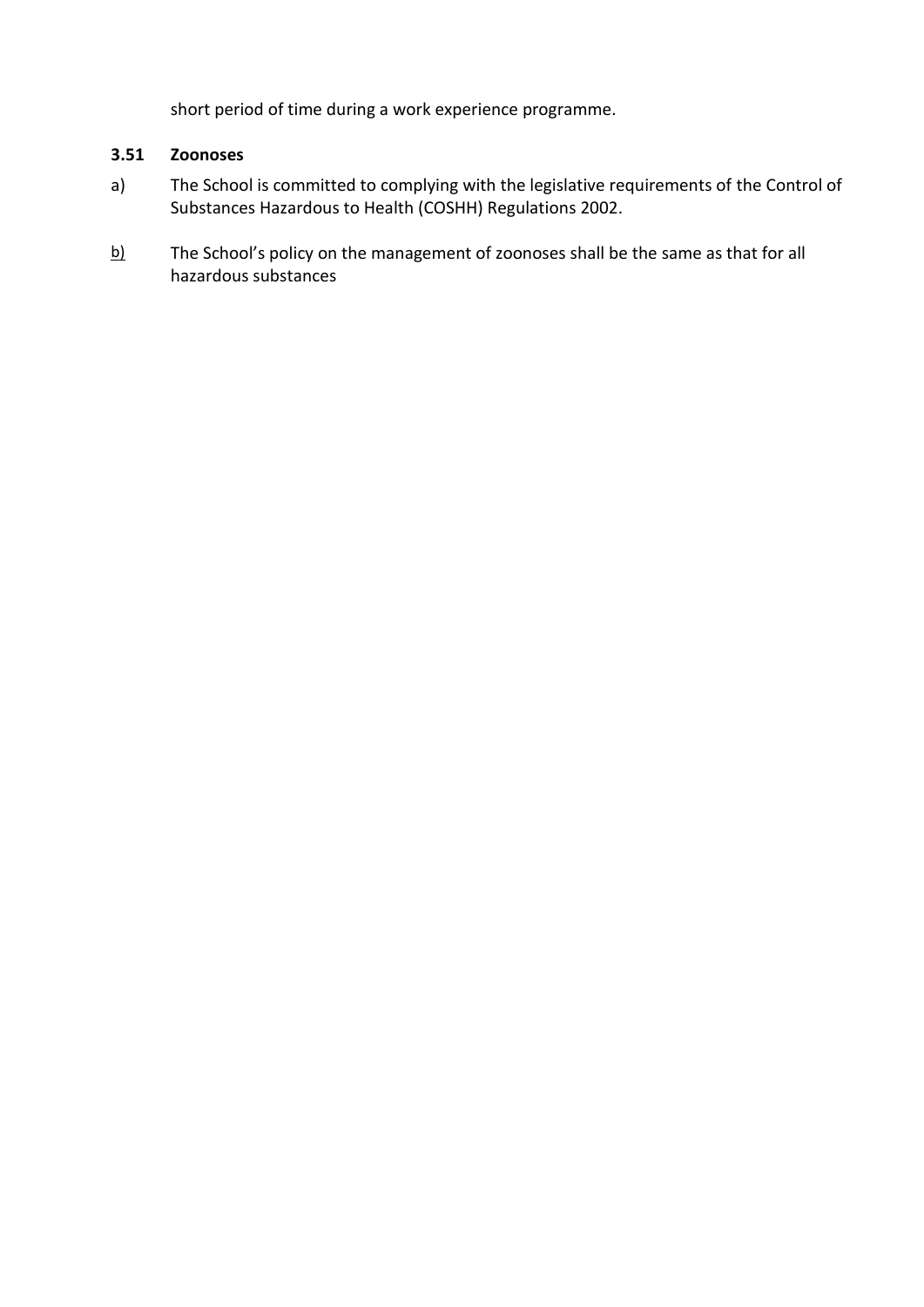short period of time during a work experience programme.

### 3.51 Zoonoses

a) The School is committed to complying with the legislative requirements of the Control of Substances Hazardous to Health (COSHH) Regulations 2002.

b) The School's policy on the management of zoonoses shall be the same as that for all hazardous substances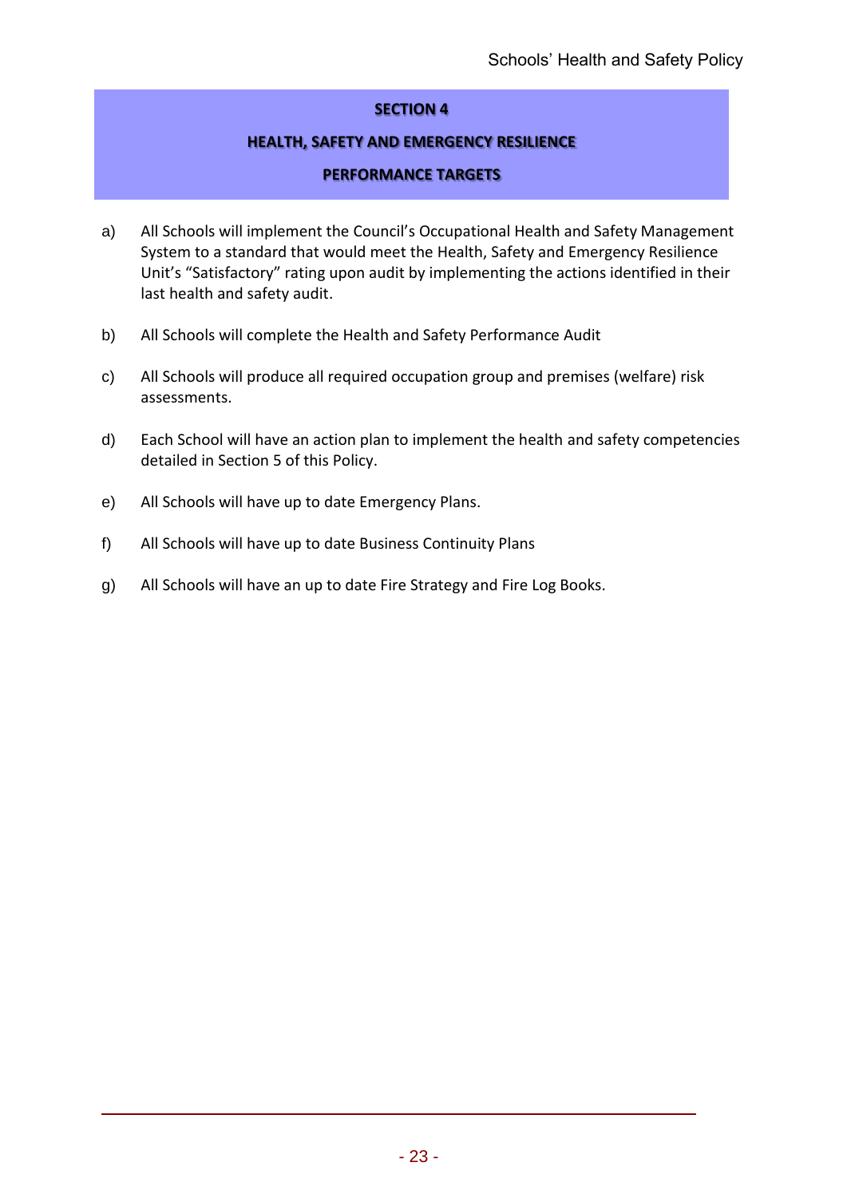## SECTION 4

## HEALTH, SAFETY AND EMERGENCY RESILIENCE

## PERFORMANCE TARGETS

a) All Schools will implement the Council's Occupational Health and Safety Management System to a standard that would meet the Health, Safety and Emergency Resilience Unit's "Satisfactory" rating upon audit by implementing the actions identified in their last health and safety audit.

b) All Schools will complete the Health and Safety Performance Audit

c) All Schools will produce all required occupation group and premises (welfare) risk assessments.

d) Each School will have an action plan to implement the health and safety competencies detailed in Section 5 of this Policy.

e) All Schools will have up to date Emergency Plans.

f) All Schools will have up to date Business Continuity Plans

g) All Schools will have an up to date Fire Strategy and Fire Log Books.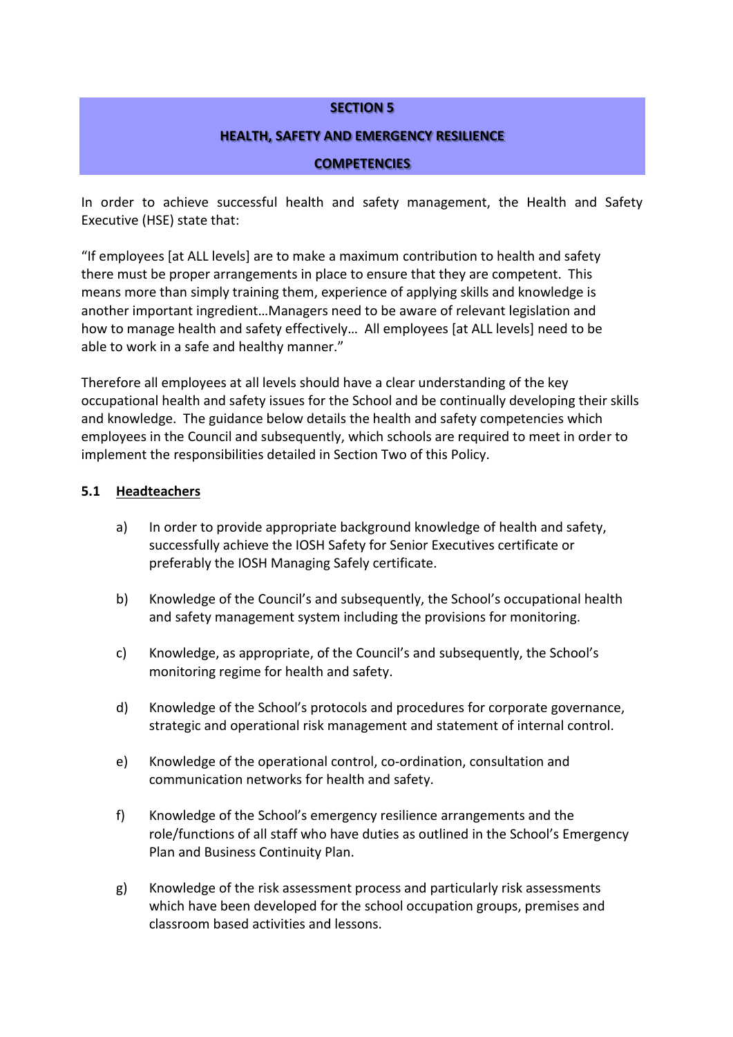## SECTION 5

## HEALTH, SAFETY AND EMERGENCY RESILIENCE

## COMPETENCIES

In order to achieve successful health and safety management, the Health and Safety Executive (HSE) state that:

"If employees [at ALL levels] are to make a maximum contribution to health and safety there must be proper arrangements in place to ensure that they are competent. This means more than simply training them, experience of applying skills and knowledge is another important ingredient…Managers need to be aware of relevant legislation and how to manage health and safety effectively… All employees [at ALL levels] need to be able to work in a safe and healthy manner."

Therefore all employees at all levels should have a clear understanding of the key occupational health and safety issues for the School and be continually developing their skills and knowledge. The guidance below details the health and safety competencies which employees in the Council and subsequently, which schools are required to meet in order to implement the responsibilities detailed in Section Two of this Policy.

### 5.1 Headteachers

a) In order to provide appropriate background knowledge of health and safety, successfully achieve the IOSH Safety for Senior Executives certificate or preferably the IOSH Managing Safely certificate.

b) Knowledge of the Council's and subsequently, the School's occupational health and safety management system including the provisions for monitoring.

c) Knowledge, as appropriate, of the Council's and subsequently, the School's monitoring regime for health and safety.

d) Knowledge of the School's protocols and procedures for corporate governance, strategic and operational risk management and statement of internal control.

e) Knowledge of the operational control, co-ordination, consultation and communication networks for health and safety.

f) Knowledge of the School's emergency resilience arrangements and the role/functions of all staff who have duties as outlined in the School's Emergency Plan and Business Continuity Plan.

g) Knowledge of the risk assessment process and particularly risk assessments which have been developed for the school occupation groups, premises and classroom based activities and lessons.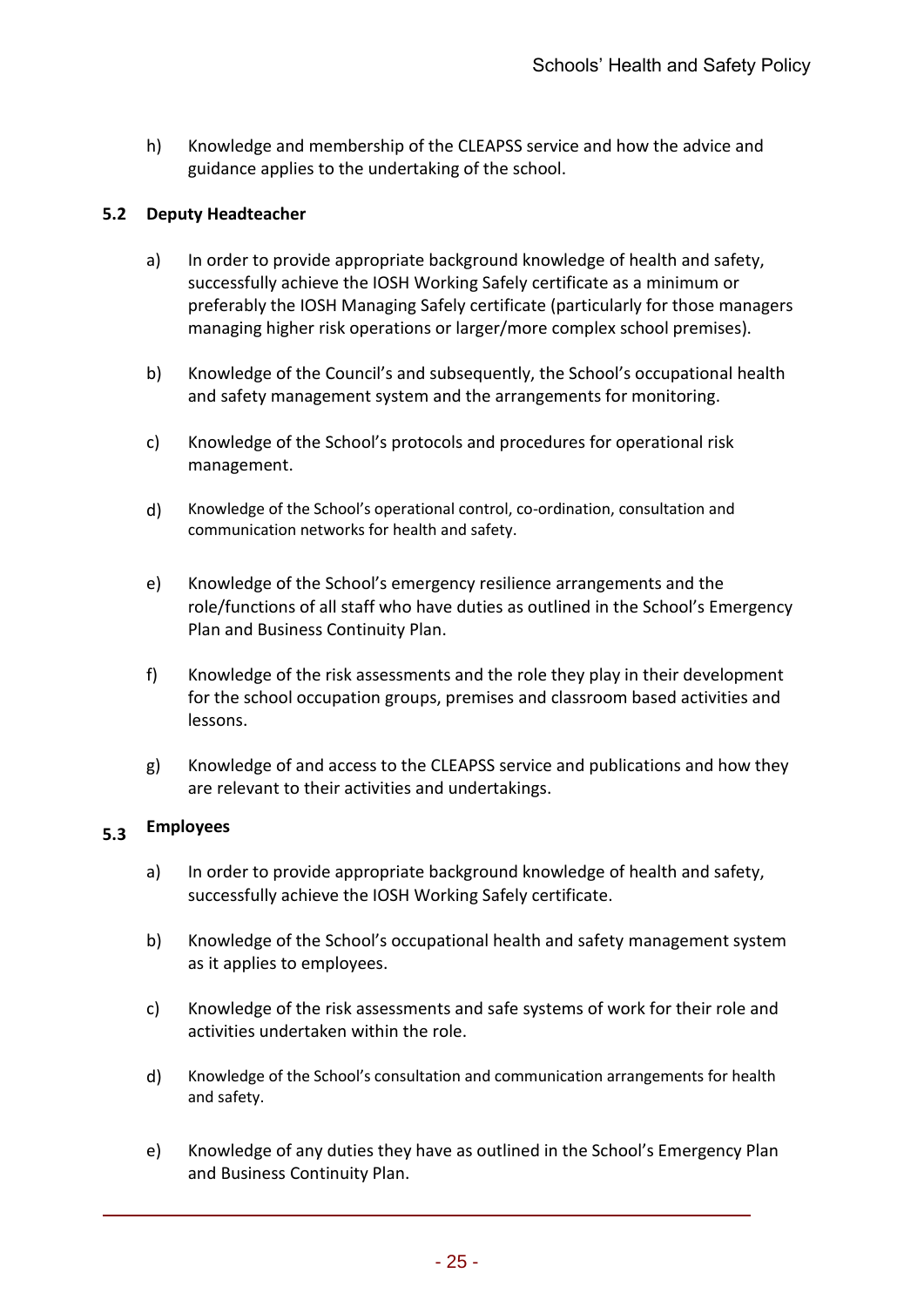h) Knowledge and membership of the CLEAPSS service and how the advice and guidance applies to the undertaking of the school.

### 5.2 Deputy Headteacher

a) In order to provide appropriate background knowledge of health and safety, successfully achieve the IOSH Working Safely certificate as a minimum or preferably the IOSH Managing Safely certificate (particularly for those managers managing higher risk operations or larger/more complex school premises).

b) Knowledge of the Council's and subsequently, the School's occupational health and safety management system and the arrangements for monitoring.

c) Knowledge of the School's protocols and procedures for operational risk management.

d) Knowledge of the School's operational control, co-ordination, consultation and communication networks for health and safety.

e) Knowledge of the School's emergency resilience arrangements and the role/functions of all staff who have duties as outlined in the School's Emergency Plan and Business Continuity Plan.

f) Knowledge of the risk assessments and the role they play in their development for the school occupation groups, premises and classroom based activities and lessons.

g) Knowledge of and access to the CLEAPSS service and publications and how they are relevant to their activities and undertakings.

### 5.3 Employees

a) In order to provide appropriate background knowledge of health and safety, successfully achieve the IOSH Working Safely certificate.

b) Knowledge of the School's occupational health and safety management system as it applies to employees.

c) Knowledge of the risk assessments and safe systems of work for their role and activities undertaken within the role.

d) Knowledge of the School's consultation and communication arrangements for health and safety.

e) Knowledge of any duties they have as outlined in the School's Emergency Plan and Business Continuity Plan.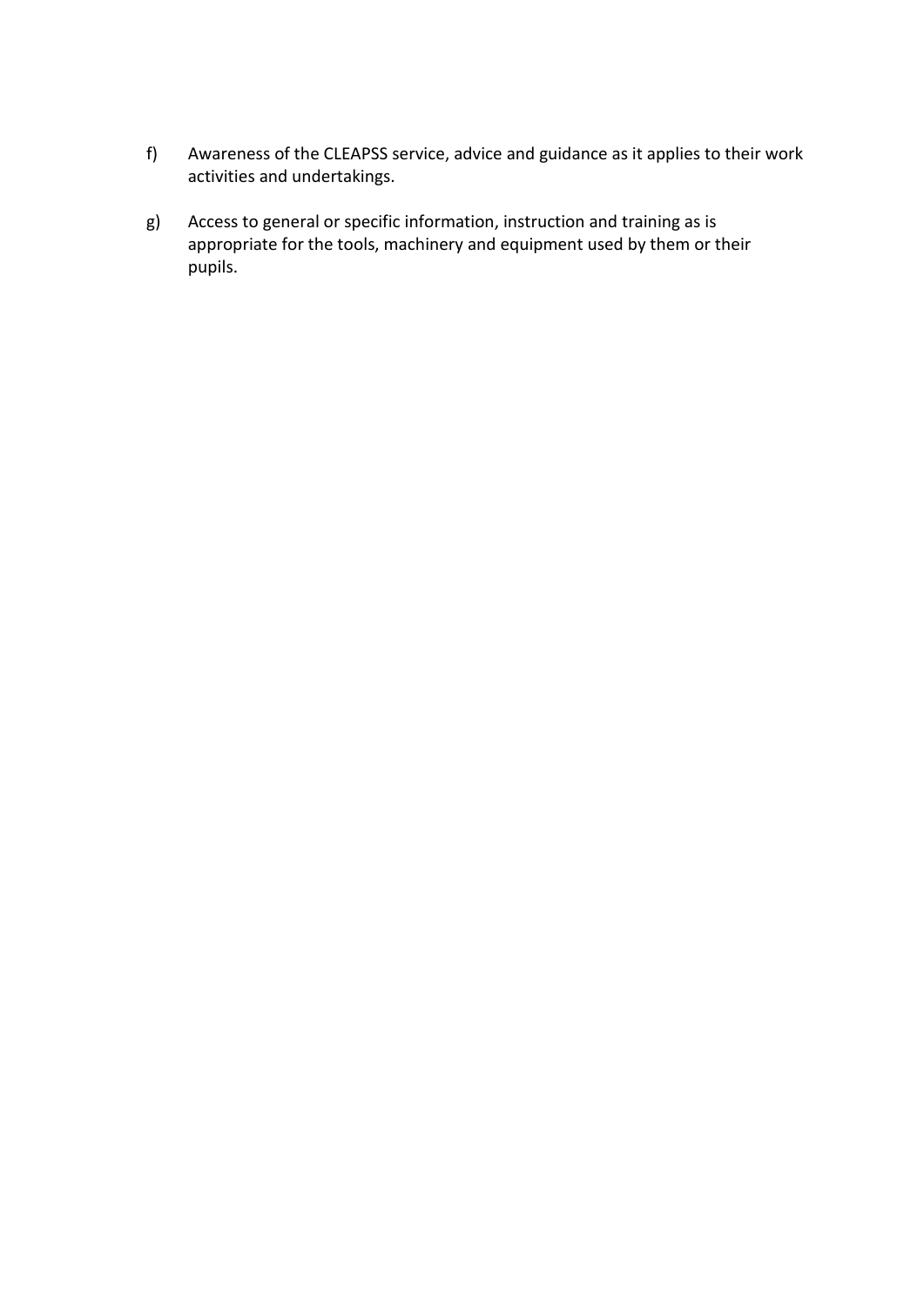f) Awareness of the CLEAPSS service, advice and guidance as it applies to their work activities and undertakings.

g) Access to general or specific information, instruction and training as is appropriate for the tools, machinery and equipment used by them or their pupils.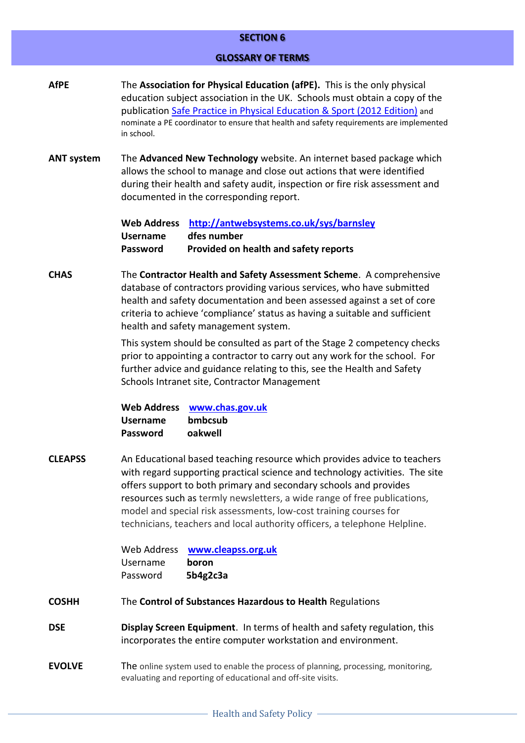## SECTION 6

## GLOSSARY OF TERMS

**AfPE**

The **Association for Physical Education (afPE).** This is the only physical education subject association in the UK. Schools must obtain a copy of the publication Safe Practice in Physical Education & Sport (2012 Edition) and nominate a PE coordinator to ensure that health and safety requirements are implemented in school.

**ANT system**

The **Advanced New Technology** website. An internet based package which allows the school to manage and close out actions that were identified during their health and safety audit, inspection or fire risk assessment and documented in the corresponding report.

| | |
|---|---|
| **Web Address** | **http://antwebsystems.co.uk/sys/barnsley** |
| **Username** | **dfes number** |
| **Password** | **Provided on health and safety reports** |

**CHAS**

The **Contractor Health and Safety Assessment Scheme**. A comprehensive database of contractors providing various services, who have submitted health and safety documentation and been assessed against a set of core criteria to achieve 'compliance' status as having a suitable and sufficient health and safety management system.

This system should be consulted as part of the Stage 2 competency checks prior to appointing a contractor to carry out any work for the school. For further advice and guidance relating to this, see the Health and Safety Schools Intranet site, Contractor Management

| | |
|---|---|
| **Web Address** | **www.chas.gov.uk** |
| **Username** | **bmbcsub** |
| **Password** | **oakwell** |

**CLEAPSS**

An Educational based teaching resource which provides advice to teachers with regard supporting practical science and technology activities. The site offers support to both primary and secondary schools and provides resources such as termly newsletters, a wide range of free publications, model and special risk assessments, low-cost training courses for technicians, teachers and local authority officers, a telephone Helpline.

| | |
|---|---|
| Web Address | **www.cleapss.org.uk** |
| Username | **boron** |
| Password | **5b4g2c3a** |

**COSHH**

The **Control of Substances Hazardous to Health** Regulations

**DSE**

**Display Screen Equipment**. In terms of health and safety regulation, this incorporates the entire computer workstation and environment.

**EVOLVE**

The online system used to enable the process of planning, processing, monitoring, evaluating and reporting of educational and off-site visits.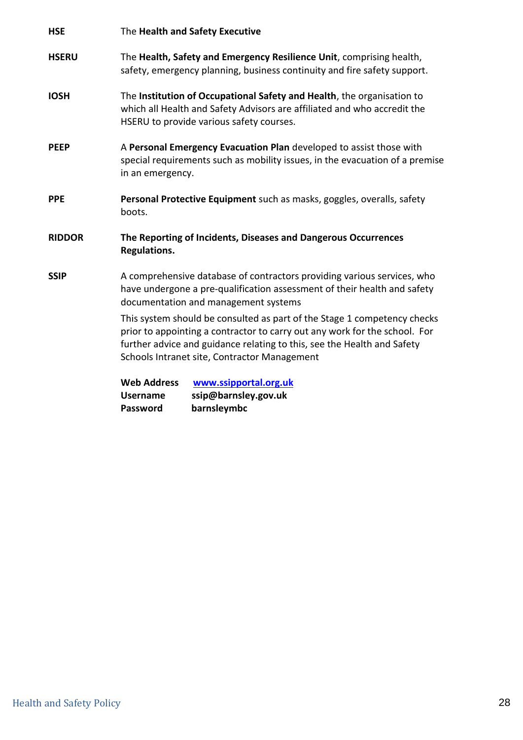**HSE** The **Health and Safety Executive**

**HSERU** The **Health, Safety and Emergency Resilience Unit**, comprising health, safety, emergency planning, business continuity and fire safety support.

**IOSH** The **Institution of Occupational Safety and Health**, the organisation to which all Health and Safety Advisors are affiliated and who accredit the HSERU to provide various safety courses.

**PEEP** A **Personal Emergency Evacuation Plan** developed to assist those with special requirements such as mobility issues, in the evacuation of a premise in an emergency.

**PPE** **Personal Protective Equipment** such as masks, goggles, overalls, safety boots.

**RIDDOR** **The Reporting of Incidents, Diseases and Dangerous Occurrences Regulations.**

**SSIP** A comprehensive database of contractors providing various services, who have undergone a pre-qualification assessment of their health and safety documentation and management systems

This system should be consulted as part of the Stage 1 competency checks prior to appointing a contractor to carry out any work for the school. For further advice and guidance relating to this, see the Health and Safety Schools Intranet site, Contractor Management

**Web Address** [www.ssipportal.org.uk](http://www.ssipportal.org.uk)
**Username** **ssip@barnsley.gov.uk**
**Password** **barnsleymbc**